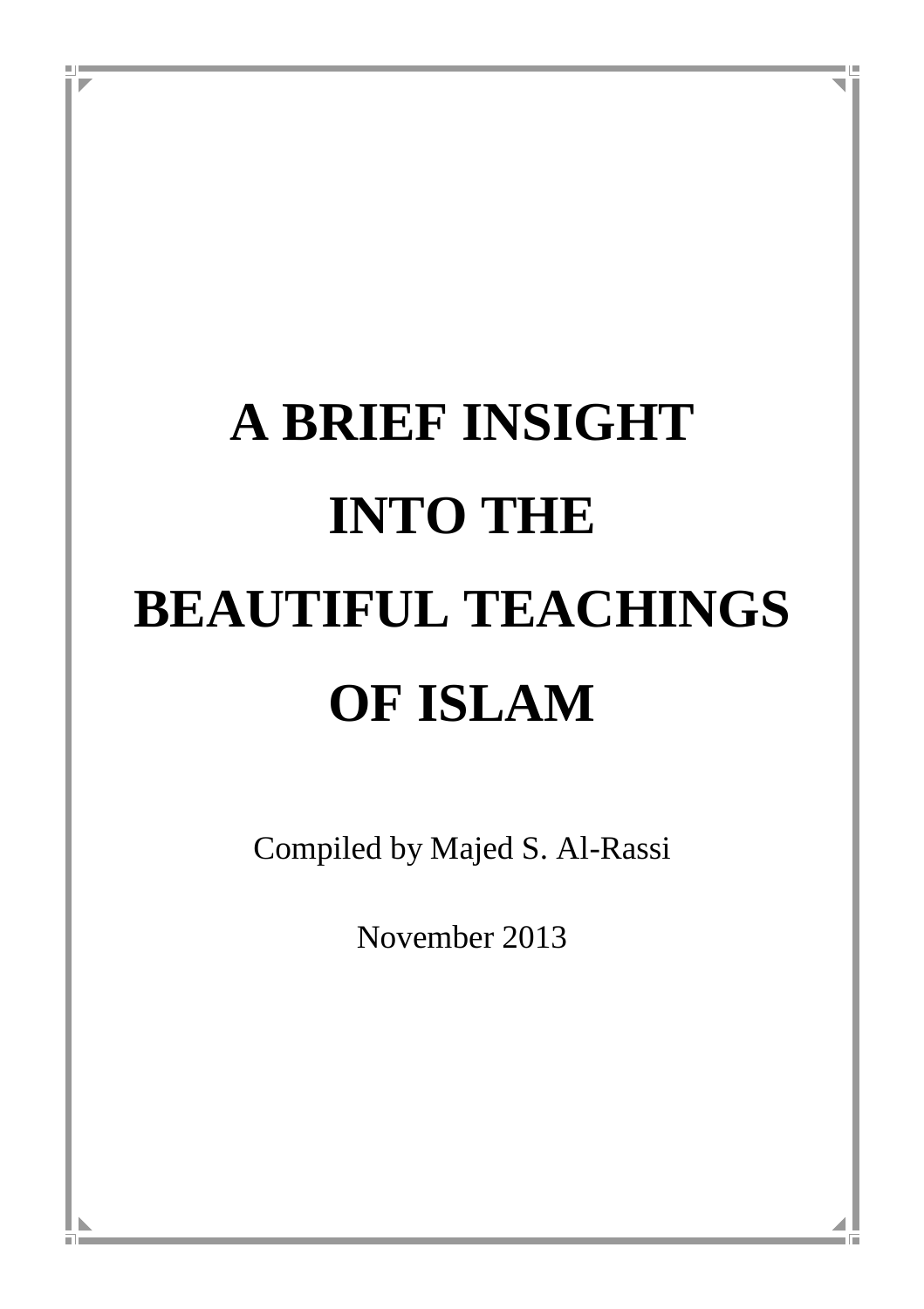# A BRIEF INSIGHT INTO THE BEAUTIFUL TEACHINGS OF ISLAM

Compiled by Majed S. Al-Rassi

November 2013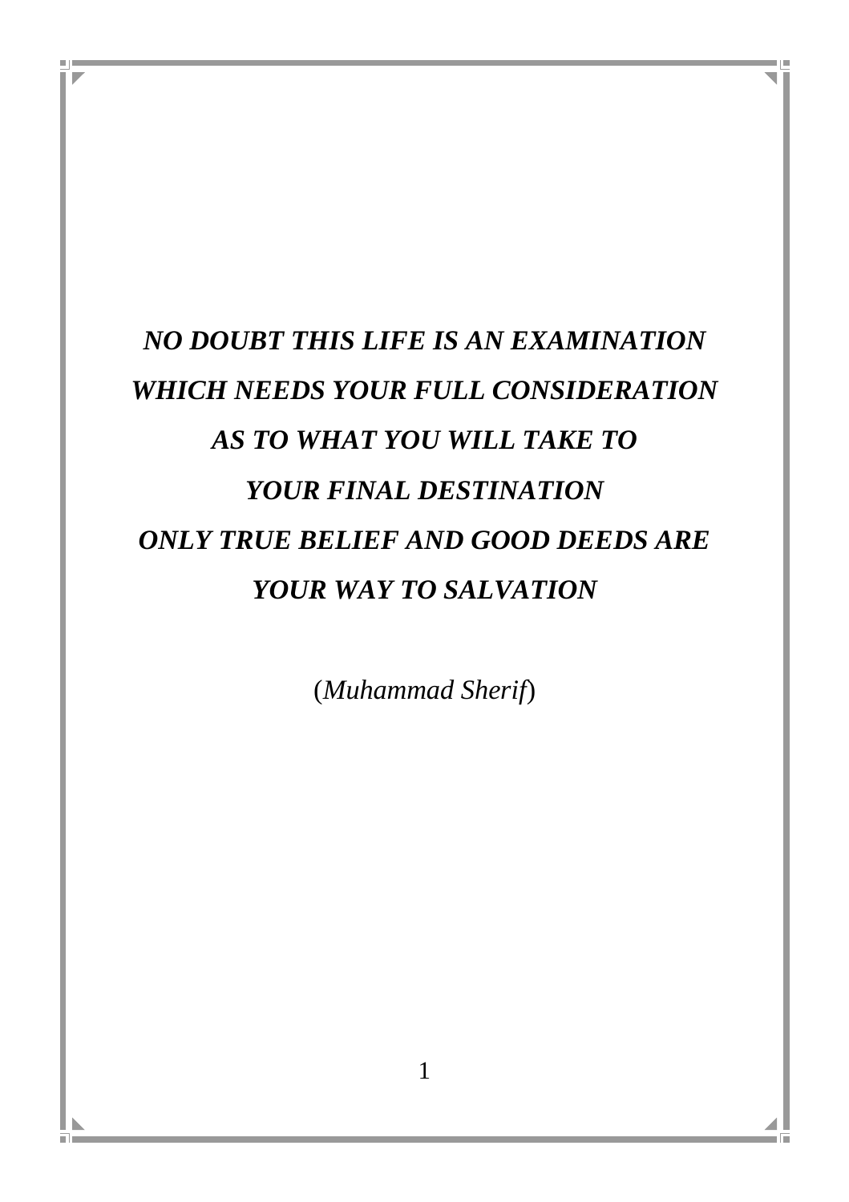***NO DOUBT THIS LIFE IS AN EXAMINATION***
***WHICH NEEDS YOUR FULL CONSIDERATION***
***AS TO WHAT YOU WILL TAKE TO***
***YOUR FINAL DESTINATION***
***ONLY TRUE BELIEF AND GOOD DEEDS ARE***
***YOUR WAY TO SALVATION***

(*Muhammad Sherif*)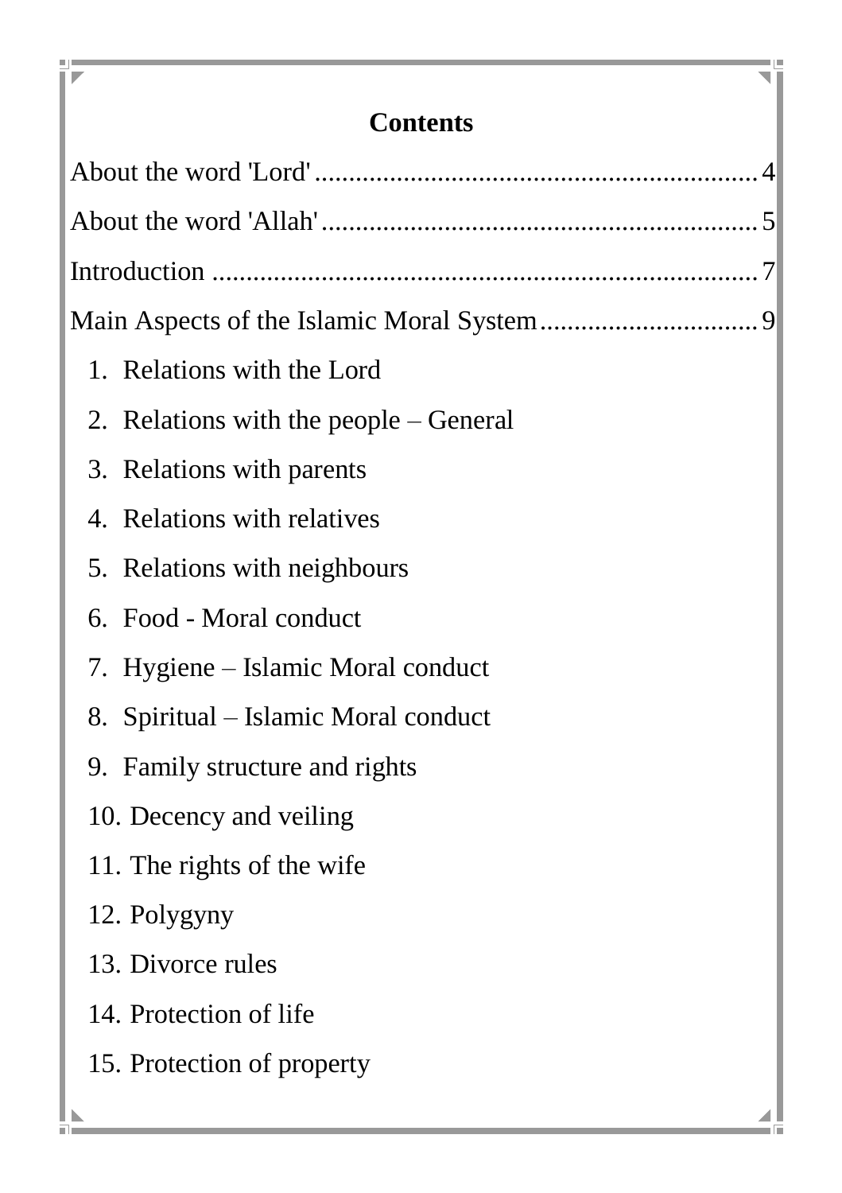# Contents

About the word 'Lord' ..... 4

About the word 'Allah' ..... 5

Introduction ..... 7

Main Aspects of the Islamic Moral System ..... 9

1. Relations with the Lord
2. Relations with the people – General
3. Relations with parents
4. Relations with relatives
5. Relations with neighbours
6. Food - Moral conduct
7. Hygiene – Islamic Moral conduct
8. Spiritual – Islamic Moral conduct
9. Family structure and rights
10. Decency and veiling
11. The rights of the wife
12. Polygyny
13. Divorce rules
14. Protection of life
15. Protection of property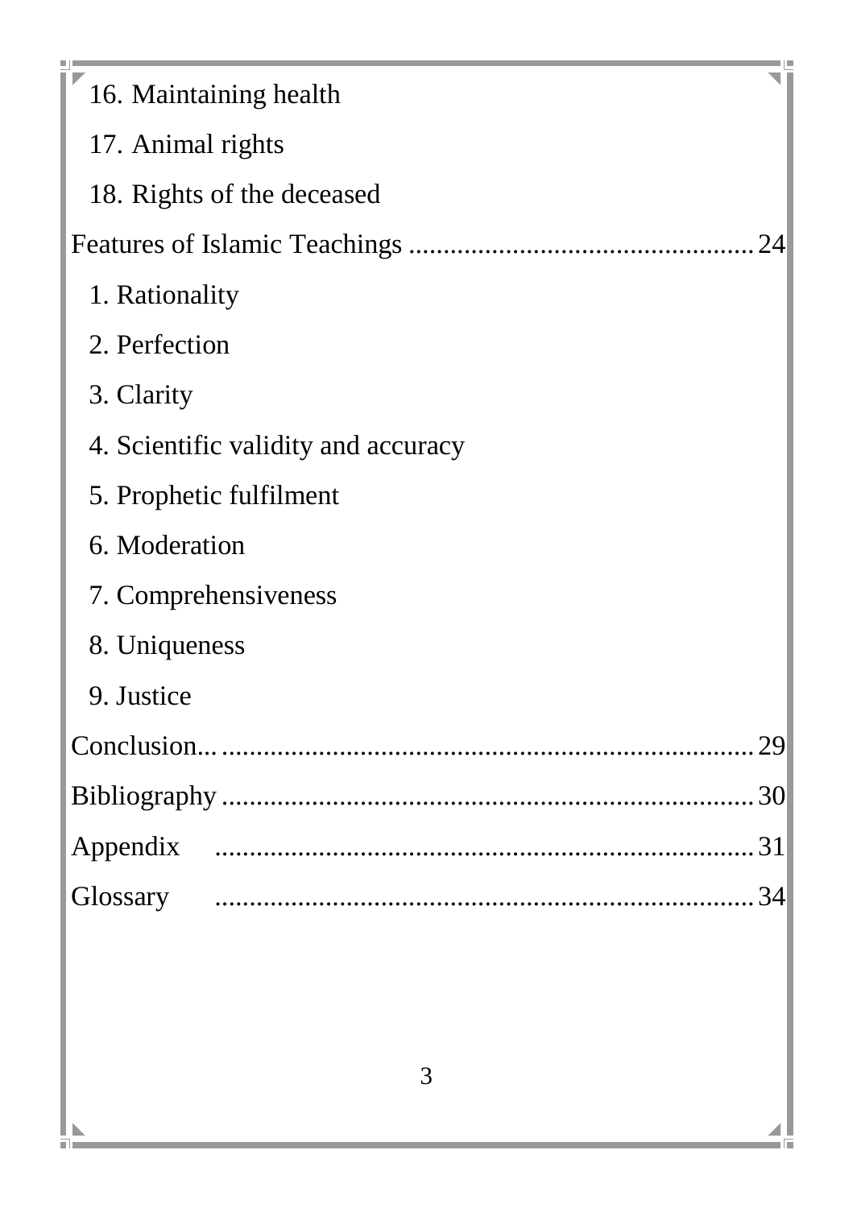16. Maintaining health
17. Animal rights
18. Rights of the deceased

Features of Islamic Teachings .................................................. 24

1. Rationality
2. Perfection
3. Clarity
4. Scientific validity and accuracy
5. Prophetic fulfilment
6. Moderation
7. Comprehensiveness
8. Uniqueness
9. Justice

Conclusion... .............................................................................. 29

Bibliography .............................................................................. 30

Appendix .............................................................................. 31

Glossary .............................................................................. 34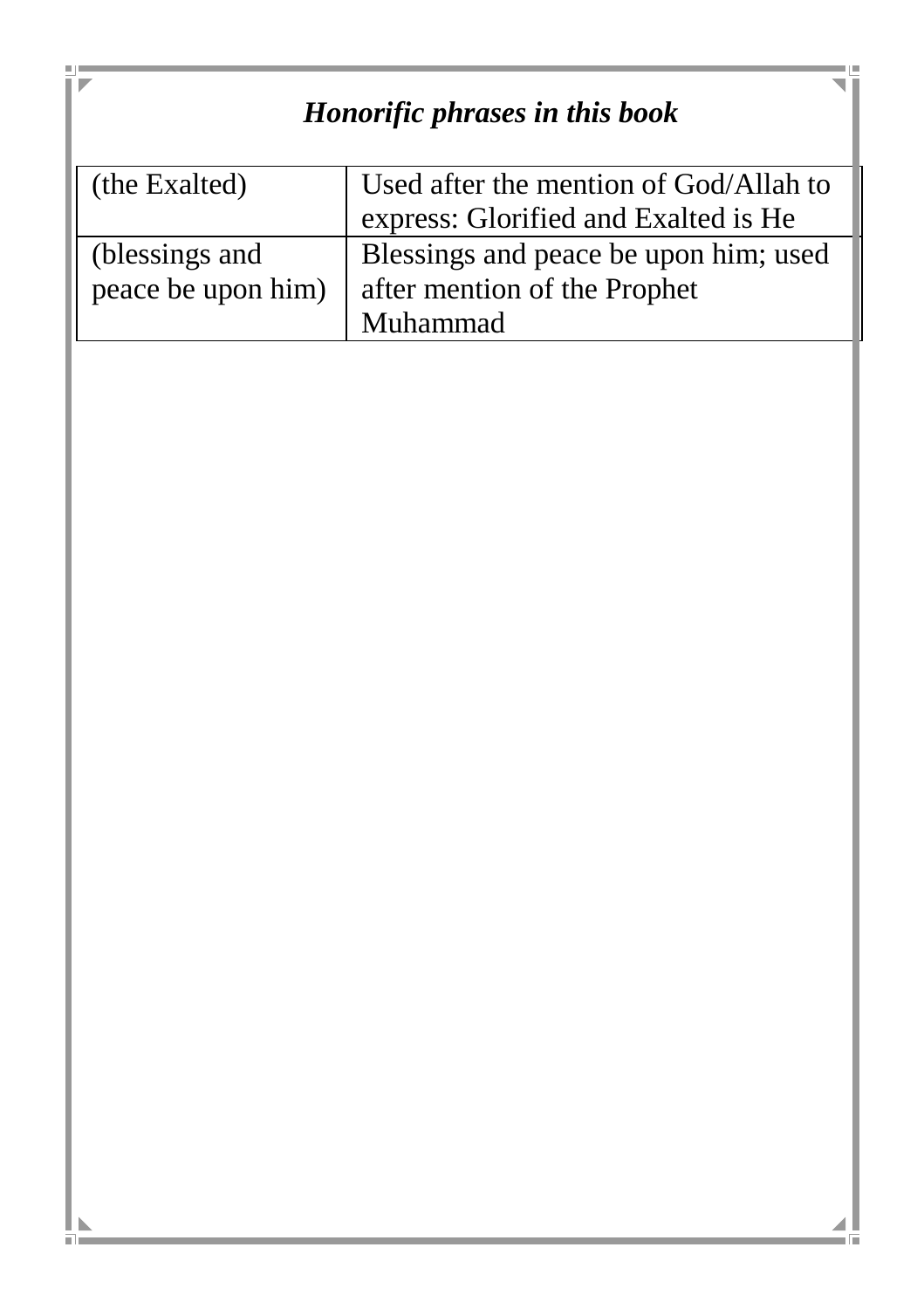### *Honorific phrases in this book*

| (the Exalted) | Used after the mention of God/Allah to express: Glorified and Exalted is He |
|---|---|
| (blessings and peace be upon him) | Blessings and peace be upon him; used after mention of the Prophet Muhammad |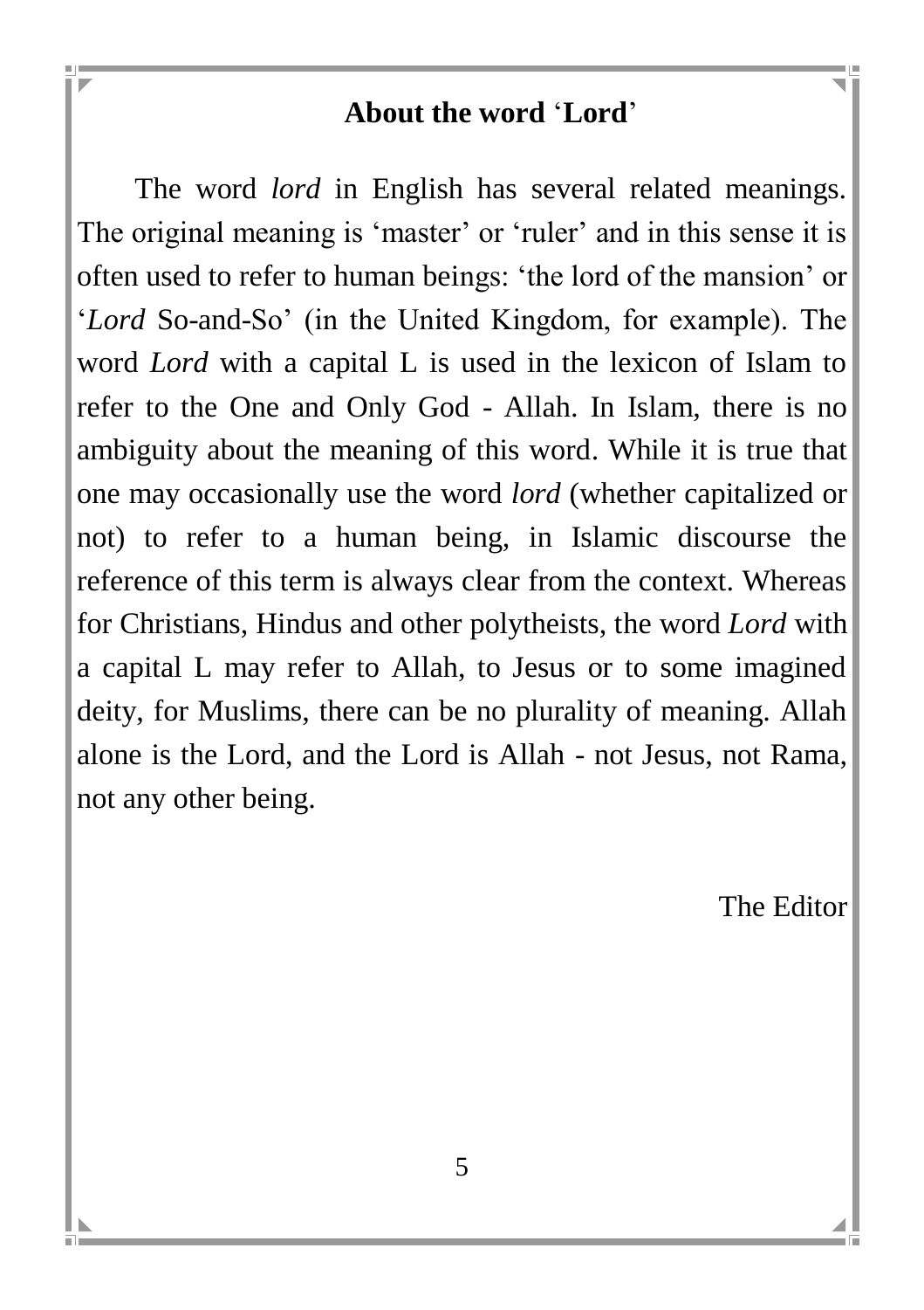## About the word ‘Lord’

The word *lord* in English has several related meanings. The original meaning is ‘master’ or ‘ruler’ and in this sense it is often used to refer to human beings: ‘the lord of the mansion’ or ‘*Lord* So-and-So’ (in the United Kingdom, for example). The word *Lord* with a capital L is used in the lexicon of Islam to refer to the One and Only God - Allah. In Islam, there is no ambiguity about the meaning of this word. While it is true that one may occasionally use the word *lord* (whether capitalized or not) to refer to a human being, in Islamic discourse the reference of this term is always clear from the context. Whereas for Christians, Hindus and other polytheists, the word *Lord* with a capital L may refer to Allah, to Jesus or to some imagined deity, for Muslims, there can be no plurality of meaning. Allah alone is the Lord, and the Lord is Allah - not Jesus, not Rama, not any other being.

The Editor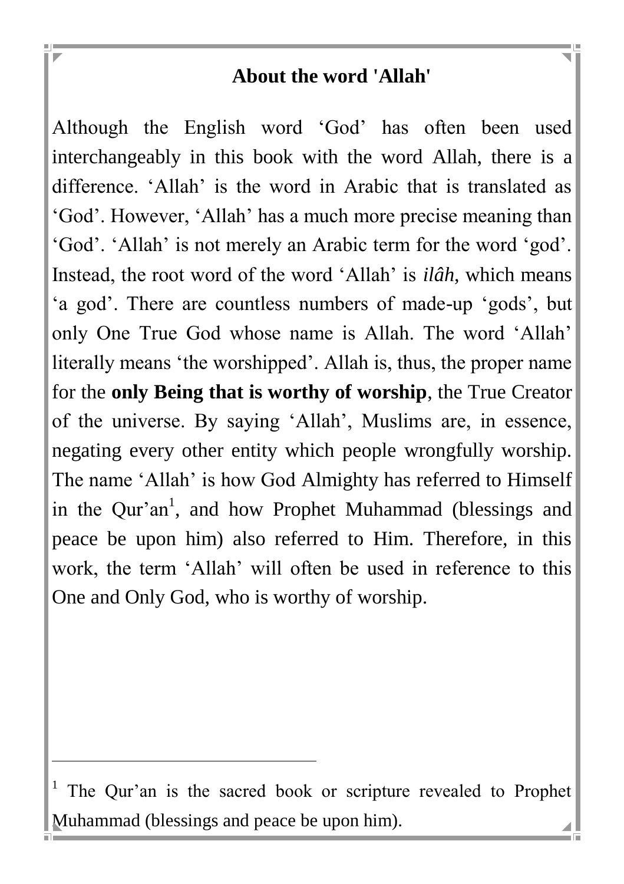## About the word 'Allah'

Although the English word ‘God’ has often been used interchangeably in this book with the word Allah, there is a difference. ‘Allah’ is the word in Arabic that is translated as ‘God’. However, ‘Allah’ has a much more precise meaning than ‘God’. ‘Allah’ is not merely an Arabic term for the word ‘god’. Instead, the root word of the word ‘Allah’ is *ilâh,* which means ‘a god’. There are countless numbers of made-up ‘gods’, but only One True God whose name is Allah. The word ‘Allah’ literally means ‘the worshipped’. Allah is, thus, the proper name for the **only Being that is worthy of worship**, the True Creator of the universe. By saying ‘Allah’, Muslims are, in essence, negating every other entity which people wrongfully worship. The name ‘Allah’ is how God Almighty has referred to Himself in the Qur’an[1], and how Prophet Muhammad (blessings and peace be upon him) also referred to Him. Therefore, in this work, the term ‘Allah’ will often be used in reference to this One and Only God, who is worthy of worship.

---

[1] The Qur’an is the sacred book or scripture revealed to Prophet Muhammad (blessings and peace be upon him).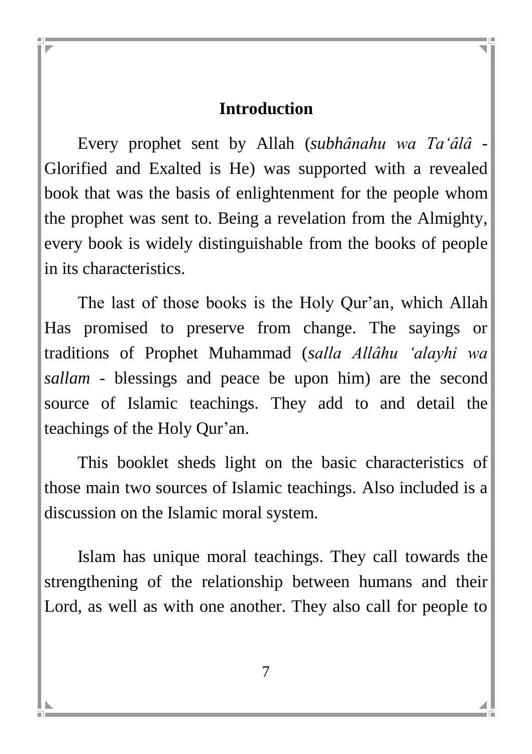## Introduction

Every prophet sent by Allah (*subhânahu wa Ta'âlâ* - Glorified and Exalted is He) was supported with a revealed book that was the basis of enlightenment for the people whom the prophet was sent to. Being a revelation from the Almighty, every book is widely distinguishable from the books of people in its characteristics.

The last of those books is the Holy Qur'an, which Allah Has promised to preserve from change. The sayings or traditions of Prophet Muhammad (*salla Allâhu 'alayhi wa sallam* - blessings and peace be upon him) are the second source of Islamic teachings. They add to and detail the teachings of the Holy Qur'an.

This booklet sheds light on the basic characteristics of those main two sources of Islamic teachings. Also included is a discussion on the Islamic moral system.

Islam has unique moral teachings. They call towards the strengthening of the relationship between humans and their Lord, as well as with one another. They also call for people to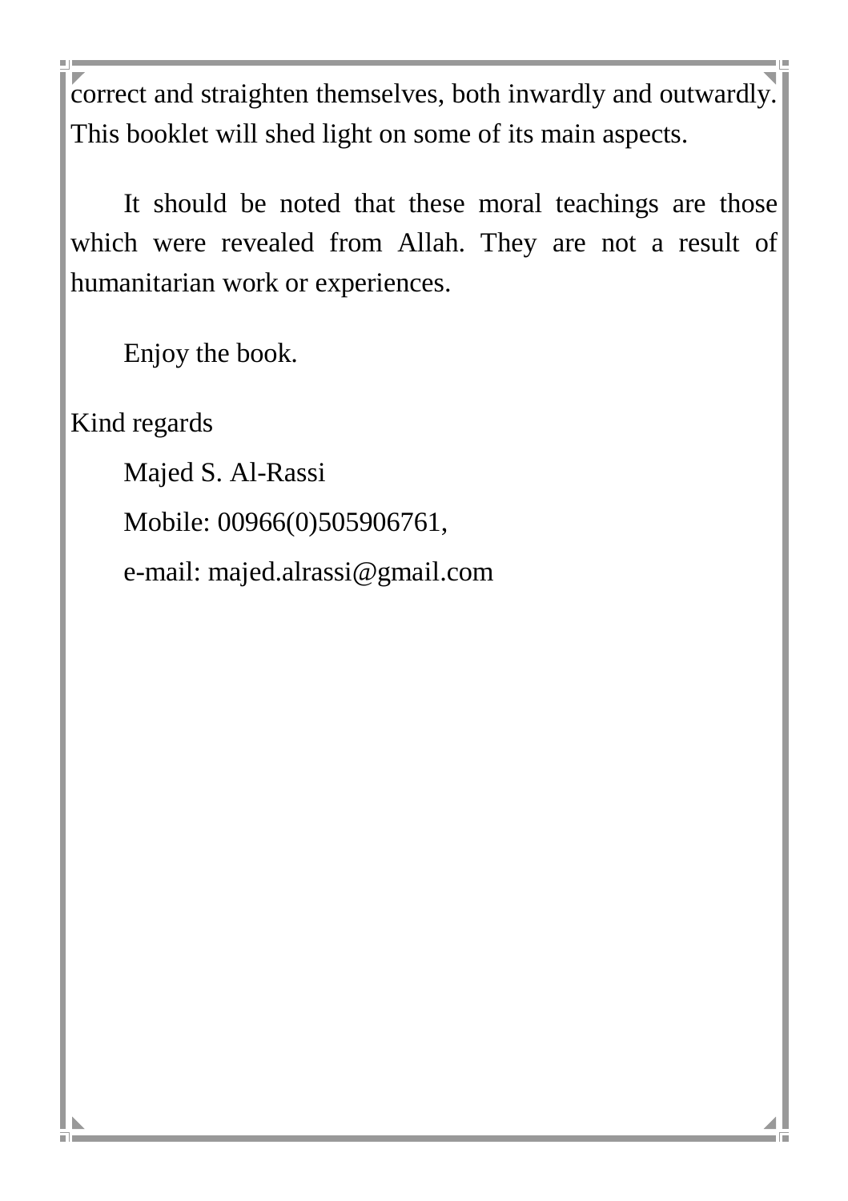correct and straighten themselves, both inwardly and outwardly. This booklet will shed light on some of its main aspects.

It should be noted that these moral teachings are those which were revealed from Allah. They are not a result of humanitarian work or experiences.

Enjoy the book.

Kind regards

Majed S. Al-Rassi

Mobile: 00966(0)505906761,

e-mail: majed.alrassi@gmail.com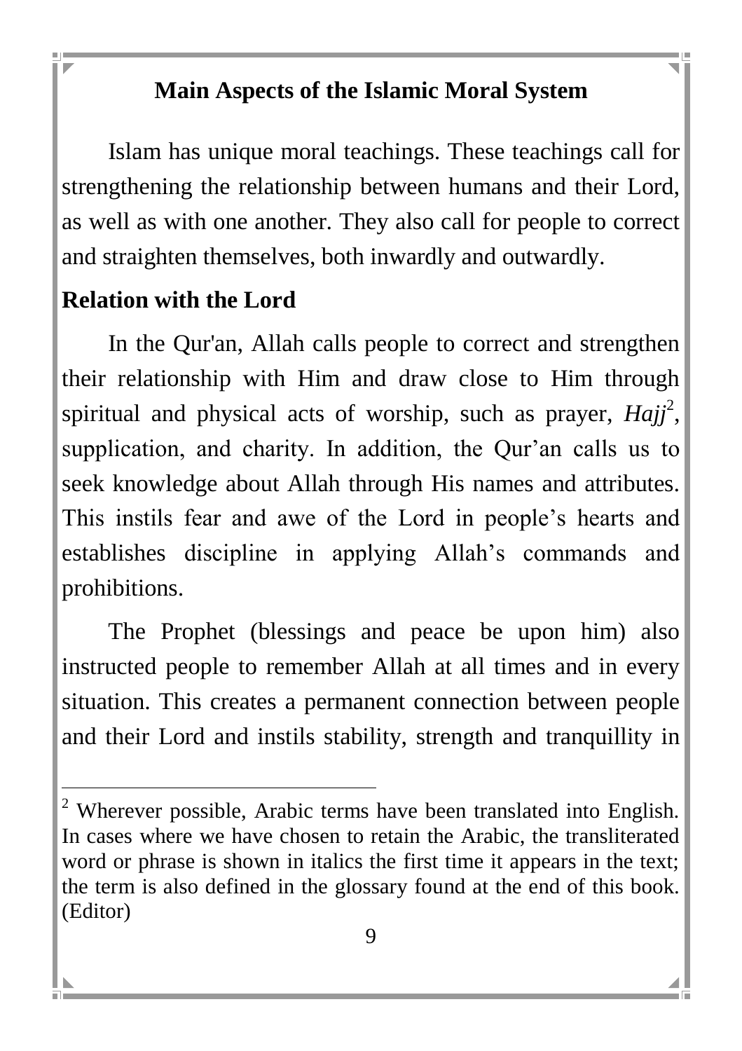## Main Aspects of the Islamic Moral System

Islam has unique moral teachings. These teachings call for strengthening the relationship between humans and their Lord, as well as with one another. They also call for people to correct and straighten themselves, both inwardly and outwardly.

### Relation with the Lord

In the Qur'an, Allah calls people to correct and strengthen their relationship with Him and draw close to Him through spiritual and physical acts of worship, such as prayer, *Hajj*[2], supplication, and charity. In addition, the Qur'an calls us to seek knowledge about Allah through His names and attributes. This instils fear and awe of the Lord in people's hearts and establishes discipline in applying Allah's commands and prohibitions.

The Prophet (blessings and peace be upon him) also instructed people to remember Allah at all times and in every situation. This creates a permanent connection between people and their Lord and instils stability, strength and tranquillity in

---

[2] Wherever possible, Arabic terms have been translated into English. In cases where we have chosen to retain the Arabic, the transliterated word or phrase is shown in italics the first time it appears in the text; the term is also defined in the glossary found at the end of this book. (Editor)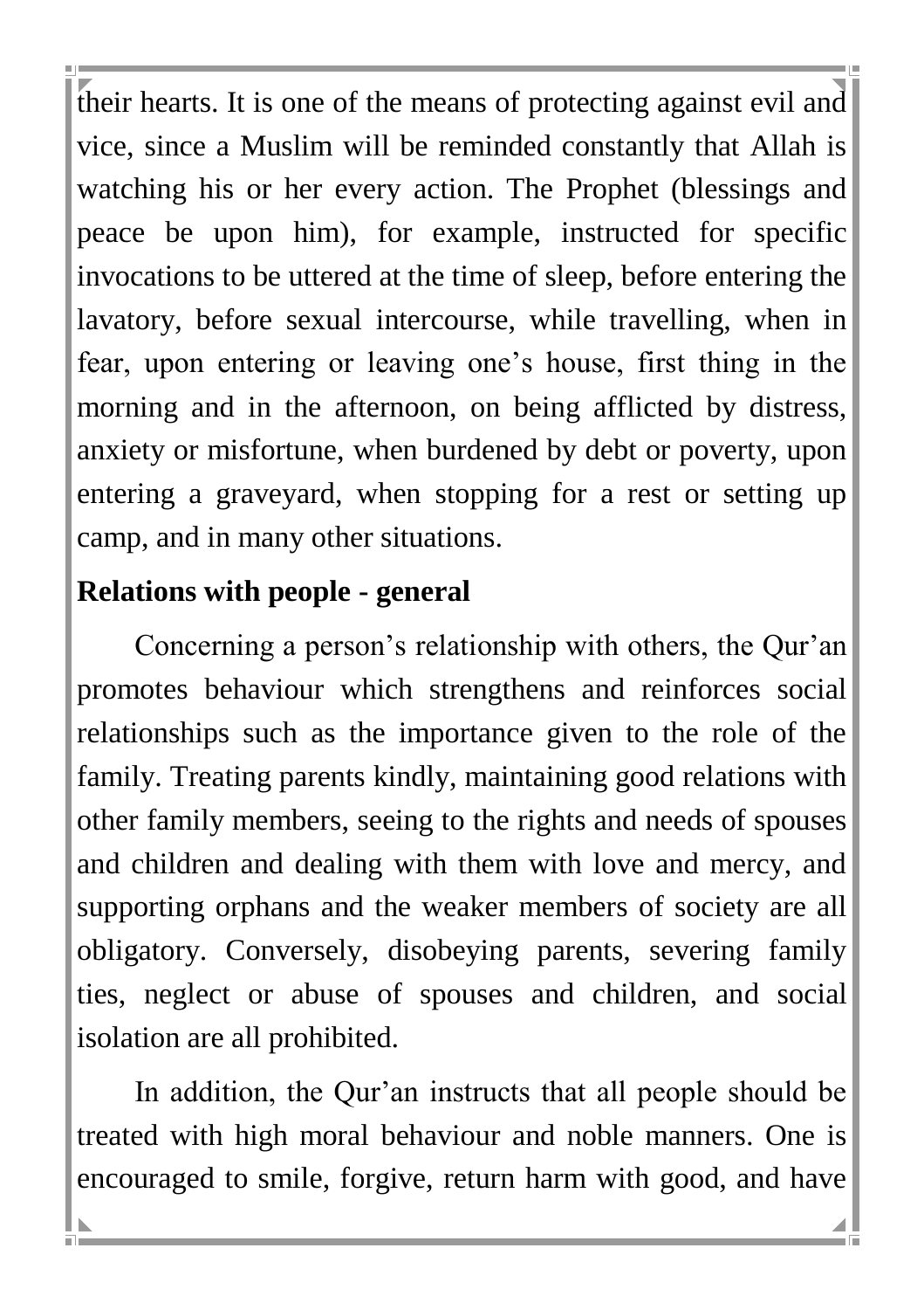their hearts. It is one of the means of protecting against evil and vice, since a Muslim will be reminded constantly that Allah is watching his or her every action. The Prophet (blessings and peace be upon him), for example, instructed for specific invocations to be uttered at the time of sleep, before entering the lavatory, before sexual intercourse, while travelling, when in fear, upon entering or leaving one's house, first thing in the morning and in the afternoon, on being afflicted by distress, anxiety or misfortune, when burdened by debt or poverty, upon entering a graveyard, when stopping for a rest or setting up camp, and in many other situations.

**Relations with people - general**

Concerning a person's relationship with others, the Qur'an promotes behaviour which strengthens and reinforces social relationships such as the importance given to the role of the family. Treating parents kindly, maintaining good relations with other family members, seeing to the rights and needs of spouses and children and dealing with them with love and mercy, and supporting orphans and the weaker members of society are all obligatory. Conversely, disobeying parents, severing family ties, neglect or abuse of spouses and children, and social isolation are all prohibited.

In addition, the Qur'an instructs that all people should be treated with high moral behaviour and noble manners. One is encouraged to smile, forgive, return harm with good, and have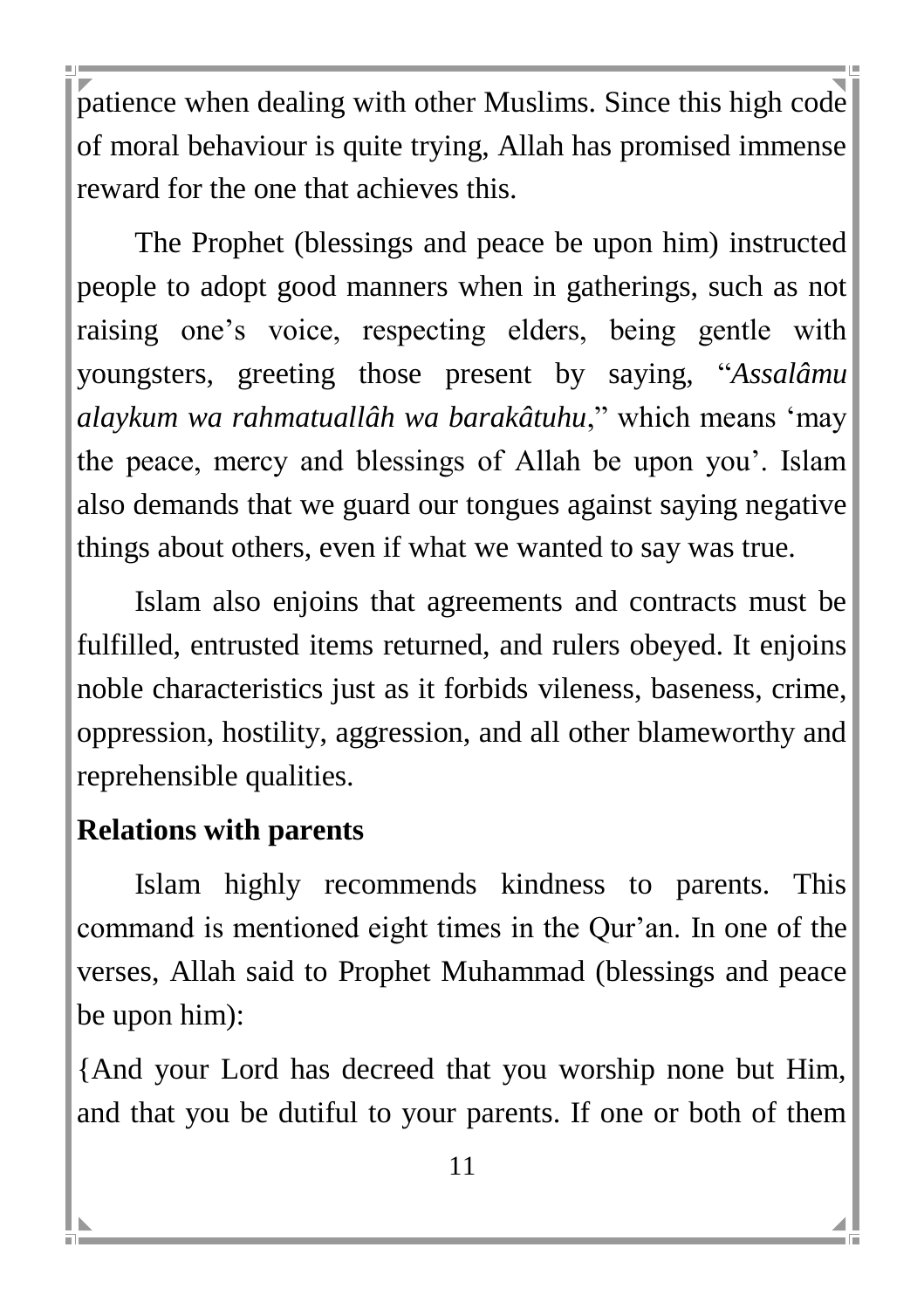patience when dealing with other Muslims. Since this high code of moral behaviour is quite trying, Allah has promised immense reward for the one that achieves this.

The Prophet (blessings and peace be upon him) instructed people to adopt good manners when in gatherings, such as not raising one's voice, respecting elders, being gentle with youngsters, greeting those present by saying, "*Assalâmu alaykum wa rahmatuallâh wa barakâtuhu*," which means 'may the peace, mercy and blessings of Allah be upon you'. Islam also demands that we guard our tongues against saying negative things about others, even if what we wanted to say was true.

Islam also enjoins that agreements and contracts must be fulfilled, entrusted items returned, and rulers obeyed. It enjoins noble characteristics just as it forbids vileness, baseness, crime, oppression, hostility, aggression, and all other blameworthy and reprehensible qualities.

**Relations with parents**

Islam highly recommends kindness to parents. This command is mentioned eight times in the Qur'an. In one of the verses, Allah said to Prophet Muhammad (blessings and peace be upon him):

{And your Lord has decreed that you worship none but Him, and that you be dutiful to your parents. If one or both of them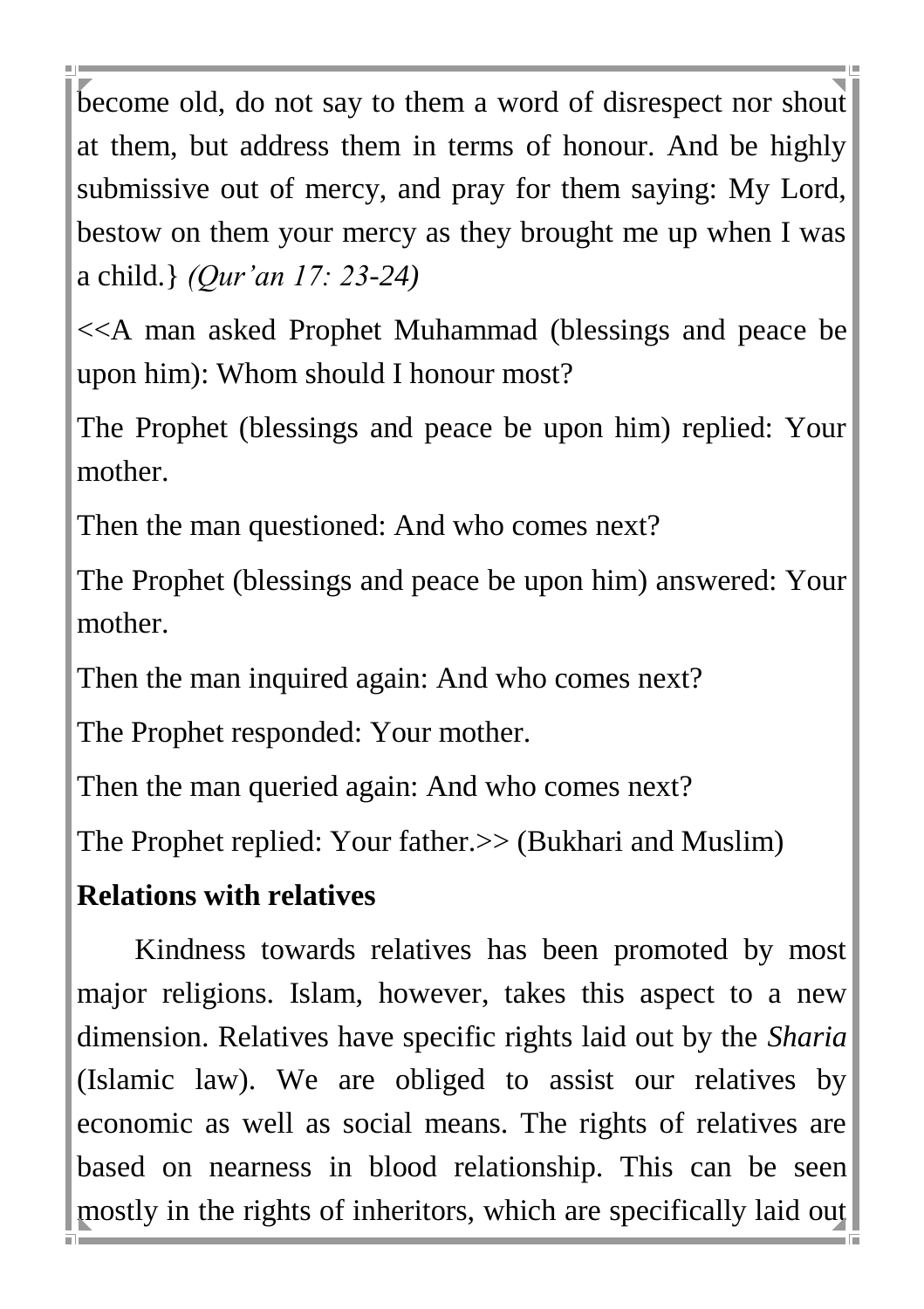become old, do not say to them a word of disrespect nor shout at them, but address them in terms of honour. And be highly submissive out of mercy, and pray for them saying: My Lord, bestow on them your mercy as they brought me up when I was a child.} *(Qur'an 17: 23-24)*

<<A man asked Prophet Muhammad (blessings and peace be upon him): Whom should I honour most?

The Prophet (blessings and peace be upon him) replied: Your mother.

Then the man questioned: And who comes next?

The Prophet (blessings and peace be upon him) answered: Your mother.

Then the man inquired again: And who comes next?

The Prophet responded: Your mother.

Then the man queried again: And who comes next?

The Prophet replied: Your father.>> (Bukhari and Muslim)

**Relations with relatives**

Kindness towards relatives has been promoted by most major religions. Islam, however, takes this aspect to a new dimension. Relatives have specific rights laid out by the *Sharia* (Islamic law). We are obliged to assist our relatives by economic as well as social means. The rights of relatives are based on nearness in blood relationship. This can be seen mostly in the rights of inheritors, which are specifically laid out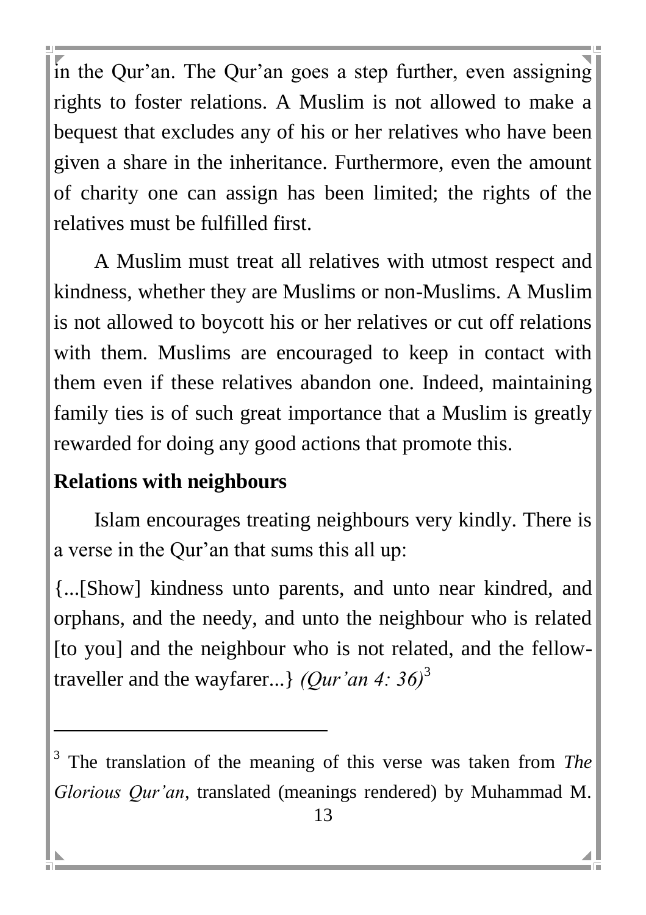in the Qur'an. The Qur'an goes a step further, even assigning rights to foster relations. A Muslim is not allowed to make a bequest that excludes any of his or her relatives who have been given a share in the inheritance. Furthermore, even the amount of charity one can assign has been limited; the rights of the relatives must be fulfilled first.

A Muslim must treat all relatives with utmost respect and kindness, whether they are Muslims or non-Muslims. A Muslim is not allowed to boycott his or her relatives or cut off relations with them. Muslims are encouraged to keep in contact with them even if these relatives abandon one. Indeed, maintaining family ties is of such great importance that a Muslim is greatly rewarded for doing any good actions that promote this.

## Relations with neighbours

Islam encourages treating neighbours very kindly. There is a verse in the Qur'an that sums this all up:

{...[Show] kindness unto parents, and unto near kindred, and orphans, and the needy, and unto the neighbour who is related [to you] and the neighbour who is not related, and the fellow-traveller and the wayfarer...} *(Qur'an 4: 36)*[3]

---

[3] The translation of the meaning of this verse was taken from *The Glorious Qur'an*, translated (meanings rendered) by Muhammad M.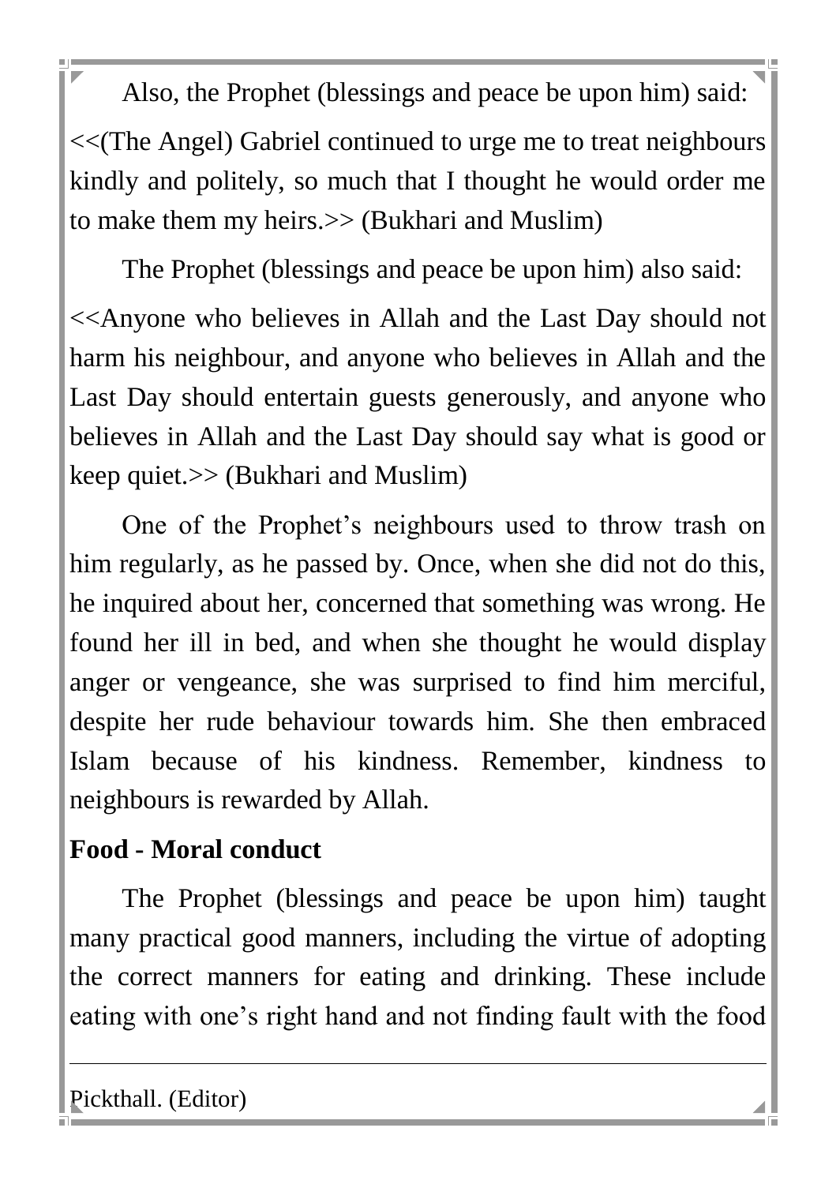Also, the Prophet (blessings and peace be upon him) said: <<(The Angel) Gabriel continued to urge me to treat neighbours kindly and politely, so much that I thought he would order me to make them my heirs.>> (Bukhari and Muslim)

The Prophet (blessings and peace be upon him) also said: <<Anyone who believes in Allah and the Last Day should not harm his neighbour, and anyone who believes in Allah and the Last Day should entertain guests generously, and anyone who believes in Allah and the Last Day should say what is good or keep quiet.>> (Bukhari and Muslim)

One of the Prophet's neighbours used to throw trash on him regularly, as he passed by. Once, when she did not do this, he inquired about her, concerned that something was wrong. He found her ill in bed, and when she thought he would display anger or vengeance, she was surprised to find him merciful, despite her rude behaviour towards him. She then embraced Islam because of his kindness. Remember, kindness to neighbours is rewarded by Allah.

**Food - Moral conduct**

The Prophet (blessings and peace be upon him) taught many practical good manners, including the virtue of adopting the correct manners for eating and drinking. These include eating with one's right hand and not finding fault with the food

---

Pickthall. (Editor)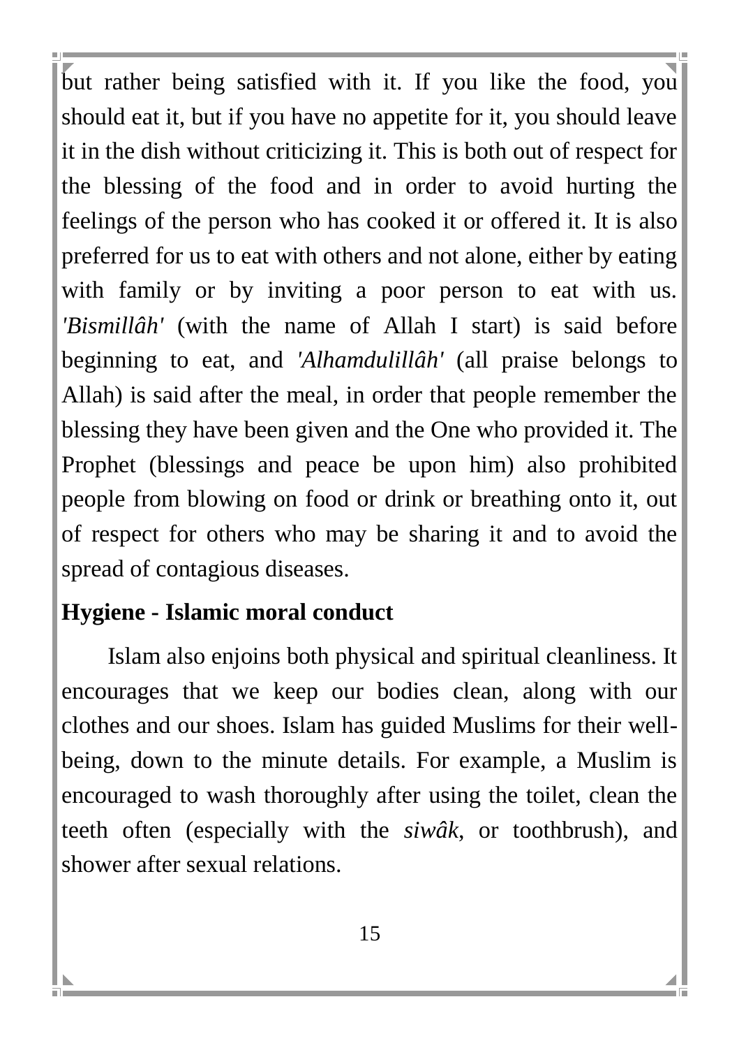but rather being satisfied with it. If you like the food, you should eat it, but if you have no appetite for it, you should leave it in the dish without criticizing it. This is both out of respect for the blessing of the food and in order to avoid hurting the feelings of the person who has cooked it or offered it. It is also preferred for us to eat with others and not alone, either by eating with family or by inviting a poor person to eat with us. *'Bismillâh'* (with the name of Allah I start) is said before beginning to eat, and *'Alhamdulillâh'* (all praise belongs to Allah) is said after the meal, in order that people remember the blessing they have been given and the One who provided it. The Prophet (blessings and peace be upon him) also prohibited people from blowing on food or drink or breathing onto it, out of respect for others who may be sharing it and to avoid the spread of contagious diseases.

**Hygiene - Islamic moral conduct**

Islam also enjoins both physical and spiritual cleanliness. It encourages that we keep our bodies clean, along with our clothes and our shoes. Islam has guided Muslims for their well-being, down to the minute details. For example, a Muslim is encouraged to wash thoroughly after using the toilet, clean the teeth often (especially with the *siwâk*, or toothbrush), and shower after sexual relations.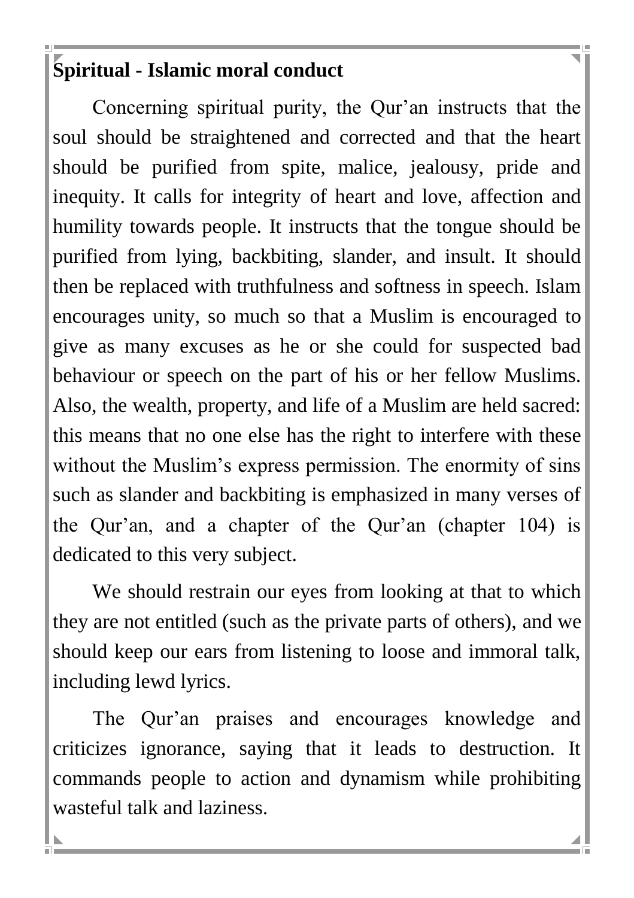## Spiritual - Islamic moral conduct

Concerning spiritual purity, the Qur'an instructs that the soul should be straightened and corrected and that the heart should be purified from spite, malice, jealousy, pride and inequity. It calls for integrity of heart and love, affection and humility towards people. It instructs that the tongue should be purified from lying, backbiting, slander, and insult. It should then be replaced with truthfulness and softness in speech. Islam encourages unity, so much so that a Muslim is encouraged to give as many excuses as he or she could for suspected bad behaviour or speech on the part of his or her fellow Muslims. Also, the wealth, property, and life of a Muslim are held sacred: this means that no one else has the right to interfere with these without the Muslim's express permission. The enormity of sins such as slander and backbiting is emphasized in many verses of the Qur'an, and a chapter of the Qur'an (chapter 104) is dedicated to this very subject.

We should restrain our eyes from looking at that to which they are not entitled (such as the private parts of others), and we should keep our ears from listening to loose and immoral talk, including lewd lyrics.

The Qur'an praises and encourages knowledge and criticizes ignorance, saying that it leads to destruction. It commands people to action and dynamism while prohibiting wasteful talk and laziness.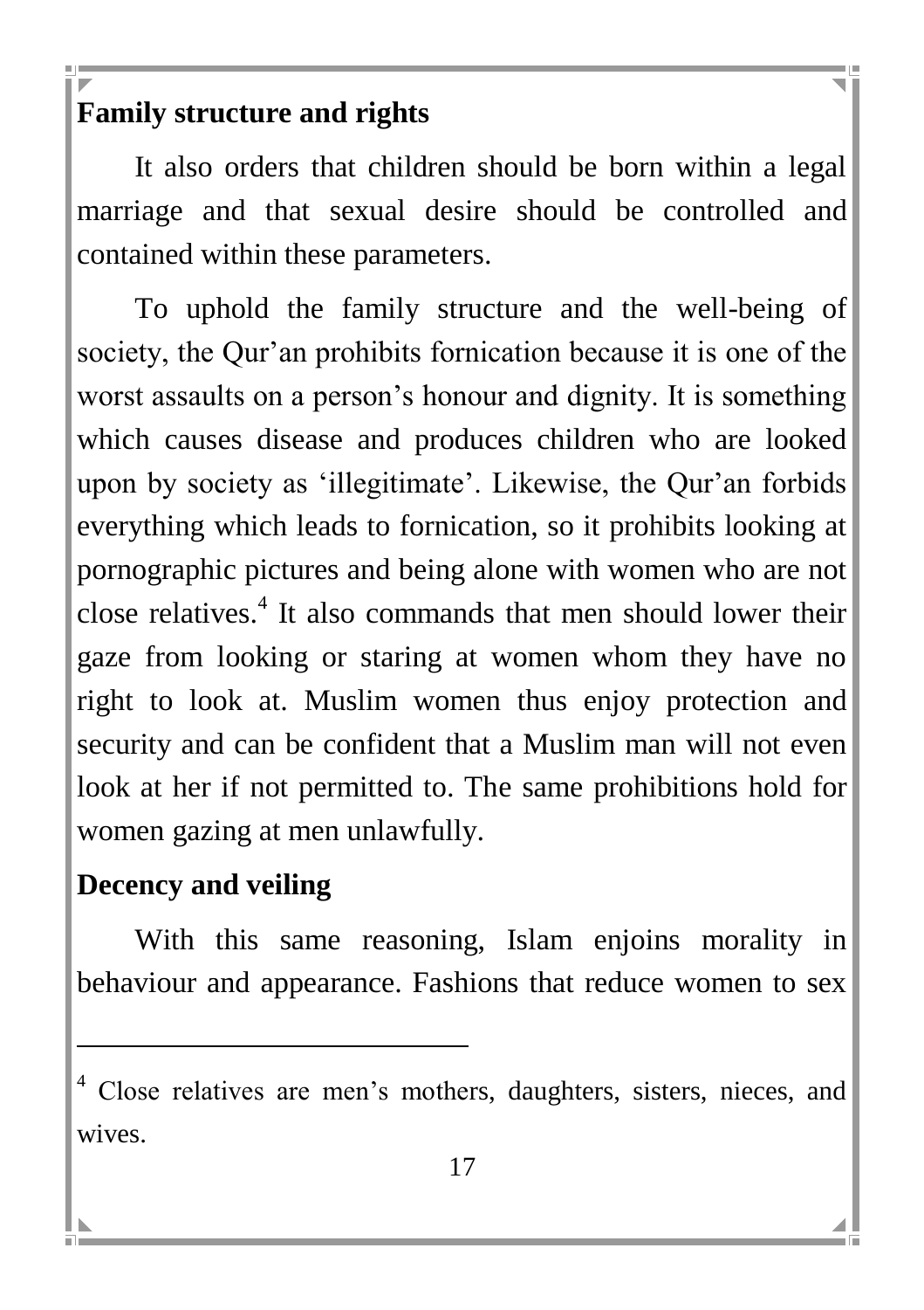## Family structure and rights

It also orders that children should be born within a legal marriage and that sexual desire should be controlled and contained within these parameters.

To uphold the family structure and the well-being of society, the Qur'an prohibits fornication because it is one of the worst assaults on a person's honour and dignity. It is something which causes disease and produces children who are looked upon by society as 'illegitimate'. Likewise, the Qur'an forbids everything which leads to fornication, so it prohibits looking at pornographic pictures and being alone with women who are not close relatives.[4] It also commands that men should lower their gaze from looking or staring at women whom they have no right to look at. Muslim women thus enjoy protection and security and can be confident that a Muslim man will not even look at her if not permitted to. The same prohibitions hold for women gazing at men unlawfully.

## Decency and veiling

With this same reasoning, Islam enjoins morality in behaviour and appearance. Fashions that reduce women to sex

---

[4] Close relatives are men's mothers, daughters, sisters, nieces, and wives.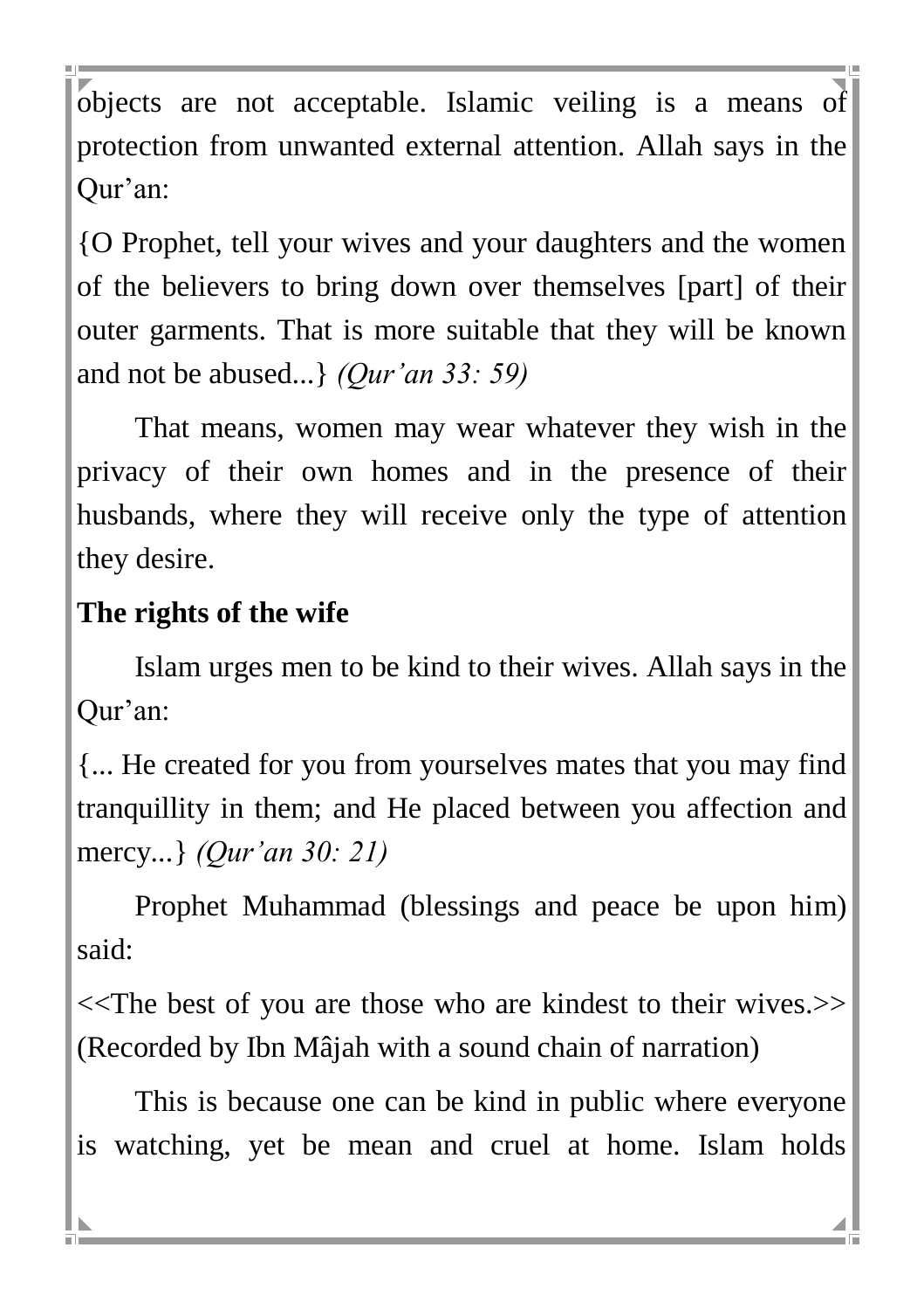objects are not acceptable. Islamic veiling is a means of protection from unwanted external attention. Allah says in the Qur'an:

{O Prophet, tell your wives and your daughters and the women of the believers to bring down over themselves [part] of their outer garments. That is more suitable that they will be known and not be abused...} *(Qur'an 33: 59)*

That means, women may wear whatever they wish in the privacy of their own homes and in the presence of their husbands, where they will receive only the type of attention they desire.

**The rights of the wife**

Islam urges men to be kind to their wives. Allah says in the Qur'an:

{... He created for you from yourselves mates that you may find tranquillity in them; and He placed between you affection and mercy...} *(Qur'an 30: 21)*

Prophet Muhammad (blessings and peace be upon him) said:

<<The best of you are those who are kindest to their wives.>> (Recorded by Ibn Mâjah with a sound chain of narration)

This is because one can be kind in public where everyone is watching, yet be mean and cruel at home. Islam holds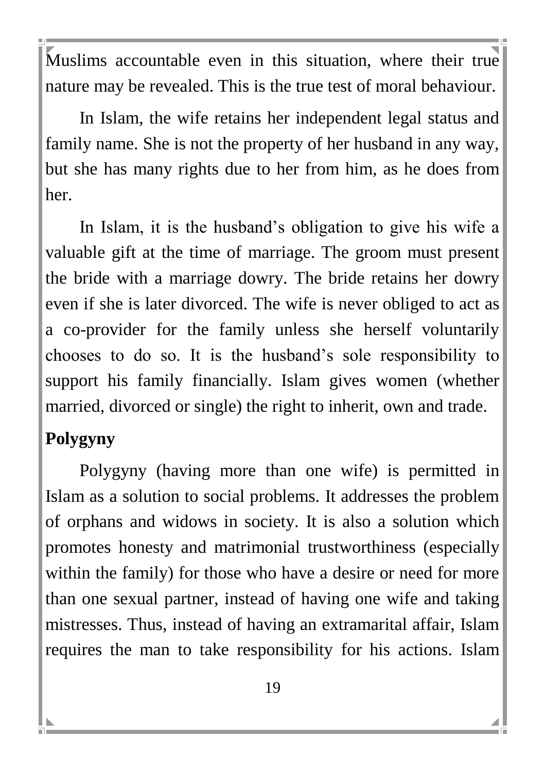Muslims accountable even in this situation, where their true nature may be revealed. This is the true test of moral behaviour.

In Islam, the wife retains her independent legal status and family name. She is not the property of her husband in any way, but she has many rights due to her from him, as he does from her.

In Islam, it is the husband's obligation to give his wife a valuable gift at the time of marriage. The groom must present the bride with a marriage dowry. The bride retains her dowry even if she is later divorced. The wife is never obliged to act as a co-provider for the family unless she herself voluntarily chooses to do so. It is the husband's sole responsibility to support his family financially. Islam gives women (whether married, divorced or single) the right to inherit, own and trade.

**Polygyny**

Polygyny (having more than one wife) is permitted in Islam as a solution to social problems. It addresses the problem of orphans and widows in society. It is also a solution which promotes honesty and matrimonial trustworthiness (especially within the family) for those who have a desire or need for more than one sexual partner, instead of having one wife and taking mistresses. Thus, instead of having an extramarital affair, Islam requires the man to take responsibility for his actions. Islam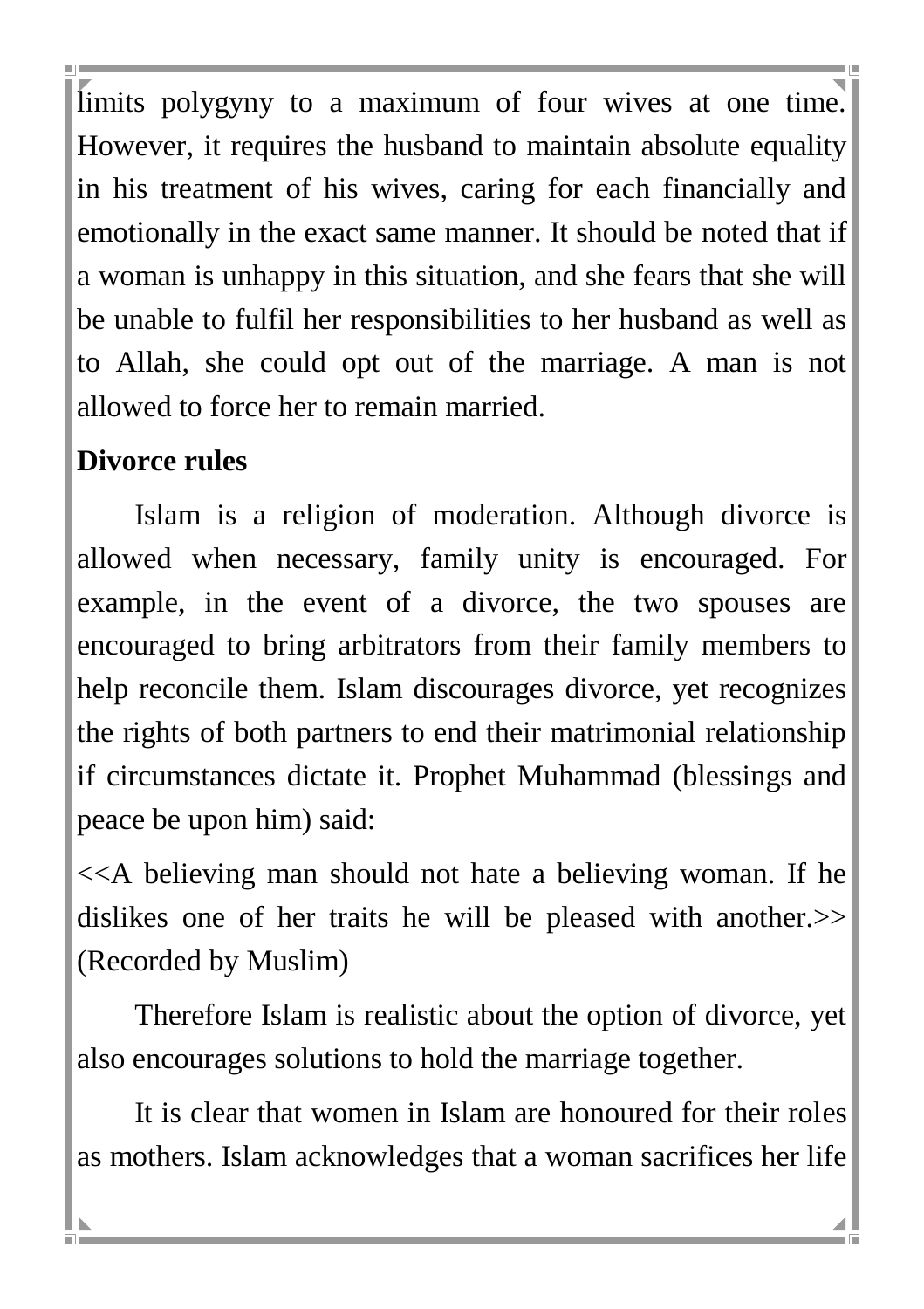limits polygyny to a maximum of four wives at one time. However, it requires the husband to maintain absolute equality in his treatment of his wives, caring for each financially and emotionally in the exact same manner. It should be noted that if a woman is unhappy in this situation, and she fears that she will be unable to fulfil her responsibilities to her husband as well as to Allah, she could opt out of the marriage. A man is not allowed to force her to remain married.

**Divorce rules**

Islam is a religion of moderation. Although divorce is allowed when necessary, family unity is encouraged. For example, in the event of a divorce, the two spouses are encouraged to bring arbitrators from their family members to help reconcile them. Islam discourages divorce, yet recognizes the rights of both partners to end their matrimonial relationship if circumstances dictate it. Prophet Muhammad (blessings and peace be upon him) said:

<<A believing man should not hate a believing woman. If he dislikes one of her traits he will be pleased with another.>> (Recorded by Muslim)

Therefore Islam is realistic about the option of divorce, yet also encourages solutions to hold the marriage together.

It is clear that women in Islam are honoured for their roles as mothers. Islam acknowledges that a woman sacrifices her life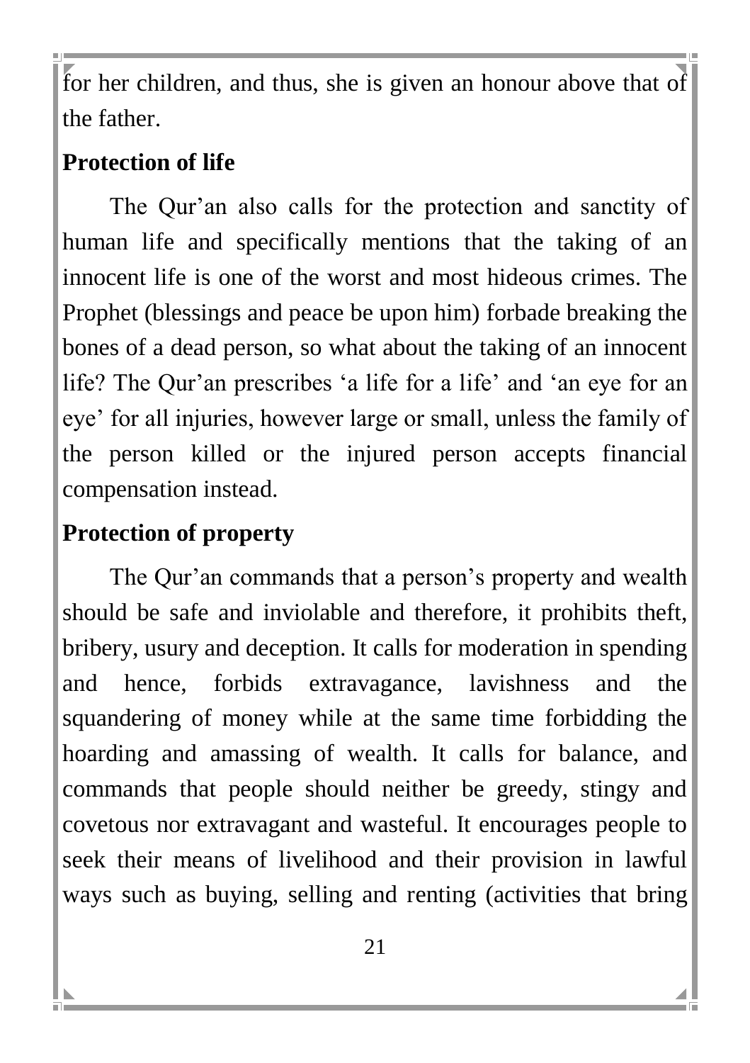for her children, and thus, she is given an honour above that of the father.

## Protection of life

The Qur'an also calls for the protection and sanctity of human life and specifically mentions that the taking of an innocent life is one of the worst and most hideous crimes. The Prophet (blessings and peace be upon him) forbade breaking the bones of a dead person, so what about the taking of an innocent life? The Qur'an prescribes 'a life for a life' and 'an eye for an eye' for all injuries, however large or small, unless the family of the person killed or the injured person accepts financial compensation instead.

## Protection of property

The Qur'an commands that a person's property and wealth should be safe and inviolable and therefore, it prohibits theft, bribery, usury and deception. It calls for moderation in spending and hence, forbids extravagance, lavishness and the squandering of money while at the same time forbidding the hoarding and amassing of wealth. It calls for balance, and commands that people should neither be greedy, stingy and covetous nor extravagant and wasteful. It encourages people to seek their means of livelihood and their provision in lawful ways such as buying, selling and renting (activities that bring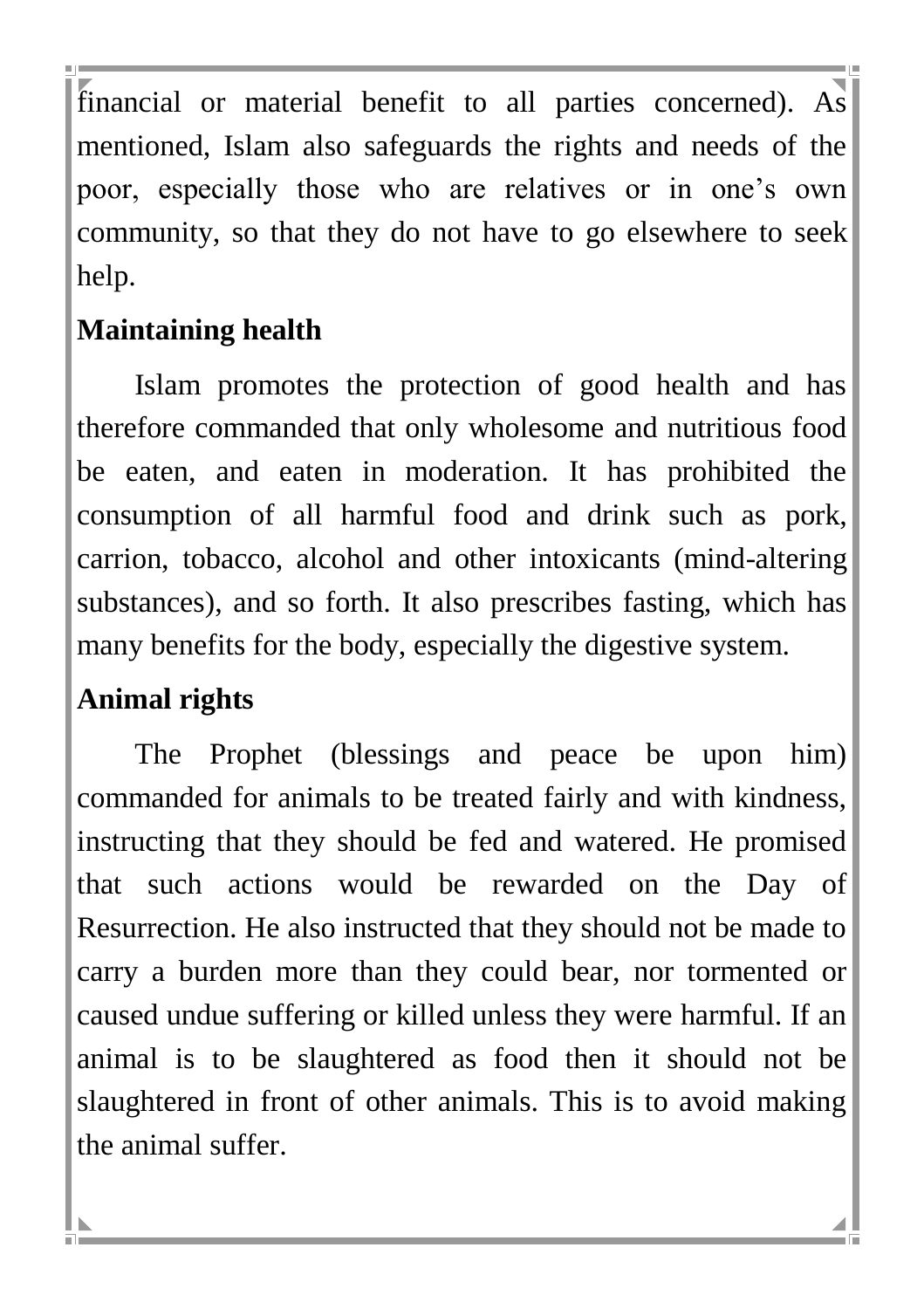financial or material benefit to all parties concerned). As mentioned, Islam also safeguards the rights and needs of the poor, especially those who are relatives or in one's own community, so that they do not have to go elsewhere to seek help.

## Maintaining health

Islam promotes the protection of good health and has therefore commanded that only wholesome and nutritious food be eaten, and eaten in moderation. It has prohibited the consumption of all harmful food and drink such as pork, carrion, tobacco, alcohol and other intoxicants (mind-altering substances), and so forth. It also prescribes fasting, which has many benefits for the body, especially the digestive system.

## Animal rights

The Prophet (blessings and peace be upon him) commanded for animals to be treated fairly and with kindness, instructing that they should be fed and watered. He promised that such actions would be rewarded on the Day of Resurrection. He also instructed that they should not be made to carry a burden more than they could bear, nor tormented or caused undue suffering or killed unless they were harmful. If an animal is to be slaughtered as food then it should not be slaughtered in front of other animals. This is to avoid making the animal suffer.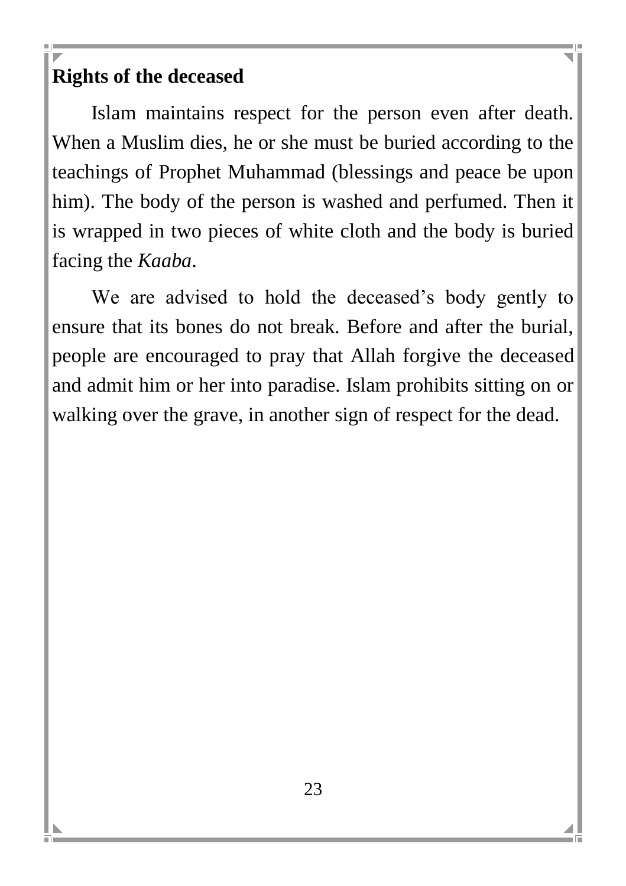## Rights of the deceased

Islam maintains respect for the person even after death. When a Muslim dies, he or she must be buried according to the teachings of Prophet Muhammad (blessings and peace be upon him). The body of the person is washed and perfumed. Then it is wrapped in two pieces of white cloth and the body is buried facing the *Kaaba*.

We are advised to hold the deceased's body gently to ensure that its bones do not break. Before and after the burial, people are encouraged to pray that Allah forgive the deceased and admit him or her into paradise. Islam prohibits sitting on or walking over the grave, in another sign of respect for the dead.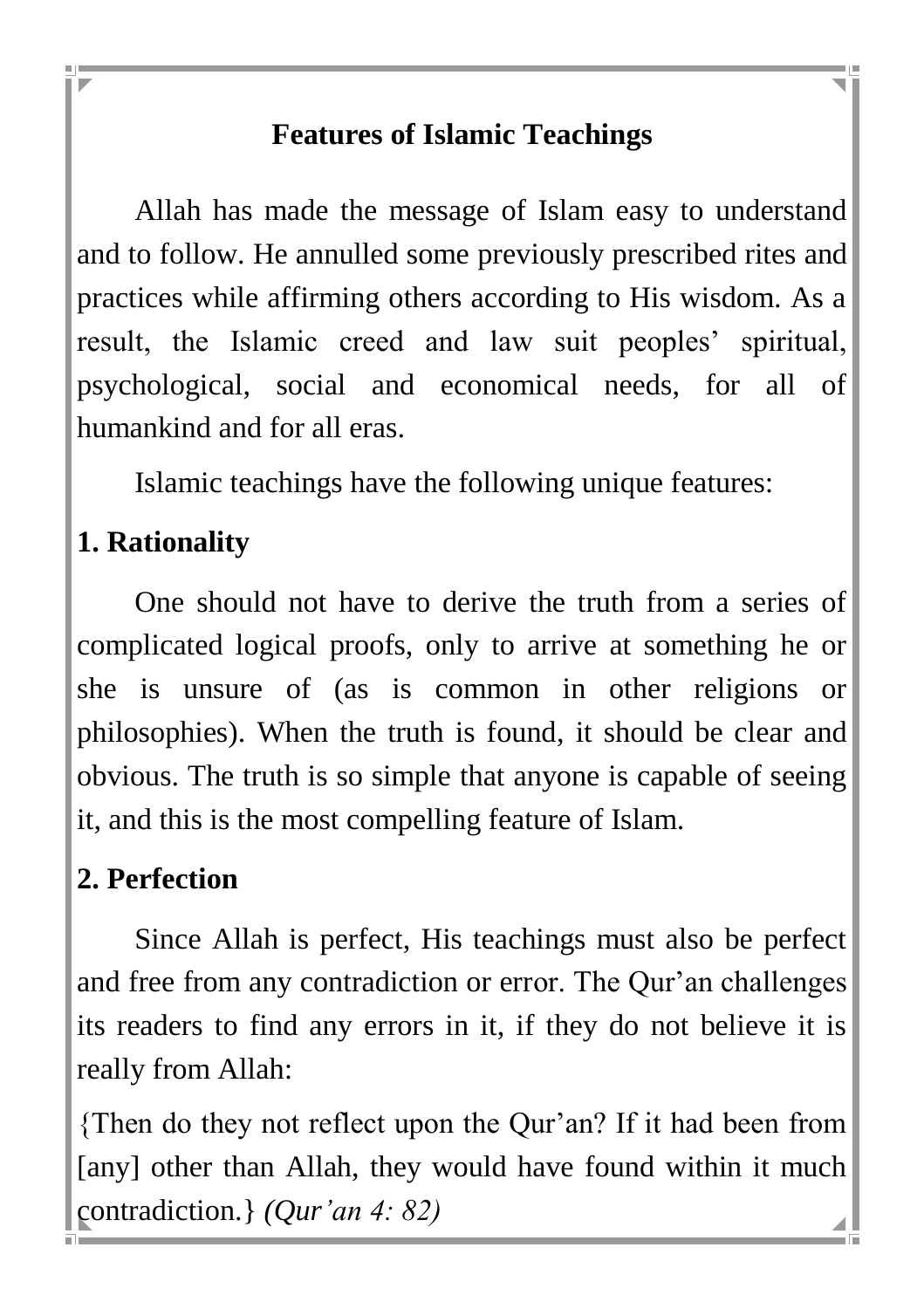## Features of Islamic Teachings

Allah has made the message of Islam easy to understand and to follow. He annulled some previously prescribed rites and practices while affirming others according to His wisdom. As a result, the Islamic creed and law suit peoples' spiritual, psychological, social and economical needs, for all of humankind and for all eras.

Islamic teachings have the following unique features:

### 1. Rationality

One should not have to derive the truth from a series of complicated logical proofs, only to arrive at something he or she is unsure of (as is common in other religions or philosophies). When the truth is found, it should be clear and obvious. The truth is so simple that anyone is capable of seeing it, and this is the most compelling feature of Islam.

### 2. Perfection

Since Allah is perfect, His teachings must also be perfect and free from any contradiction or error. The Qur'an challenges its readers to find any errors in it, if they do not believe it is really from Allah:

{Then do they not reflect upon the Qur'an? If it had been from [any] other than Allah, they would have found within it much contradiction.} *(Qur'an 4: 82)*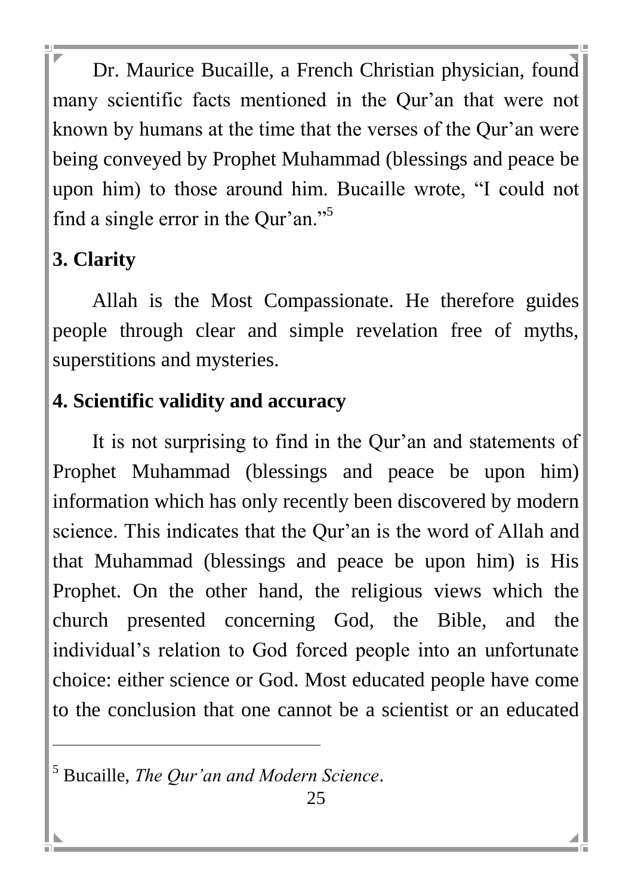Dr. Maurice Bucaille, a French Christian physician, found many scientific facts mentioned in the Qur'an that were not known by humans at the time that the verses of the Qur'an were being conveyed by Prophet Muhammad (blessings and peace be upon him) to those around him. Bucaille wrote, "I could not find a single error in the Qur'an."[5]

### 3. Clarity

Allah is the Most Compassionate. He therefore guides people through clear and simple revelation free of myths, superstitions and mysteries.

### 4. Scientific validity and accuracy

It is not surprising to find in the Qur'an and statements of Prophet Muhammad (blessings and peace be upon him) information which has only recently been discovered by modern science. This indicates that the Qur'an is the word of Allah and that Muhammad (blessings and peace be upon him) is His Prophet. On the other hand, the religious views which the church presented concerning God, the Bible, and the individual's relation to God forced people into an unfortunate choice: either science or God. Most educated people have come to the conclusion that one cannot be a scientist or an educated

---

[5] Bucaille, *The Qur'an and Modern Science*.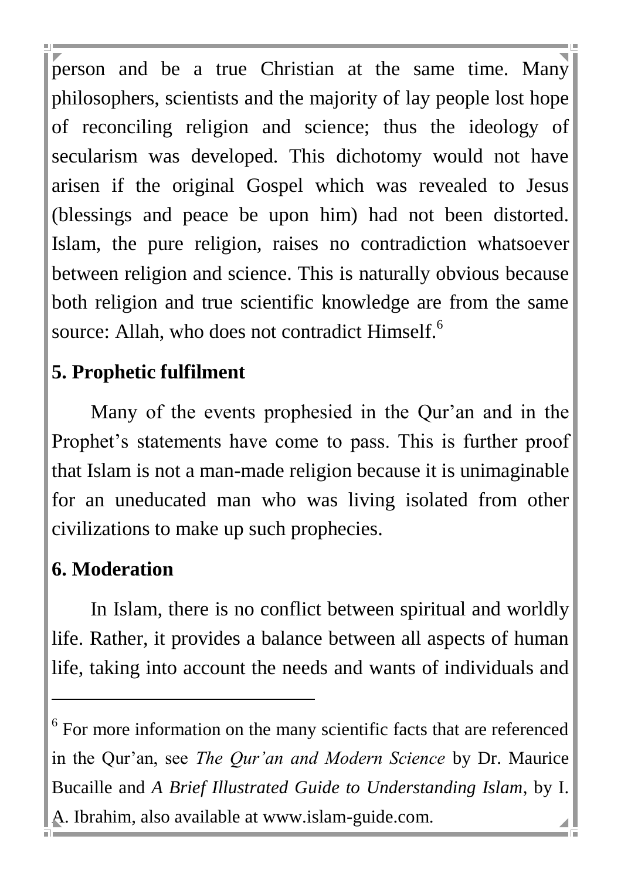person and be a true Christian at the same time. Many philosophers, scientists and the majority of lay people lost hope of reconciling religion and science; thus the ideology of secularism was developed. This dichotomy would not have arisen if the original Gospel which was revealed to Jesus (blessings and peace be upon him) had not been distorted. Islam, the pure religion, raises no contradiction whatsoever between religion and science. This is naturally obvious because both religion and true scientific knowledge are from the same source: Allah, who does not contradict Himself.[6]

### 5. Prophetic fulfilment

Many of the events prophesied in the Qur'an and in the Prophet's statements have come to pass. This is further proof that Islam is not a man-made religion because it is unimaginable for an uneducated man who was living isolated from other civilizations to make up such prophecies.

### 6. Moderation

In Islam, there is no conflict between spiritual and worldly life. Rather, it provides a balance between all aspects of human life, taking into account the needs and wants of individuals and

---

[6] For more information on the many scientific facts that are referenced in the Qur'an, see *The Qur'an and Modern Science* by Dr. Maurice Bucaille and *A Brief Illustrated Guide to Understanding Islam*, by I. A. Ibrahim, also available at www.islam-guide.com.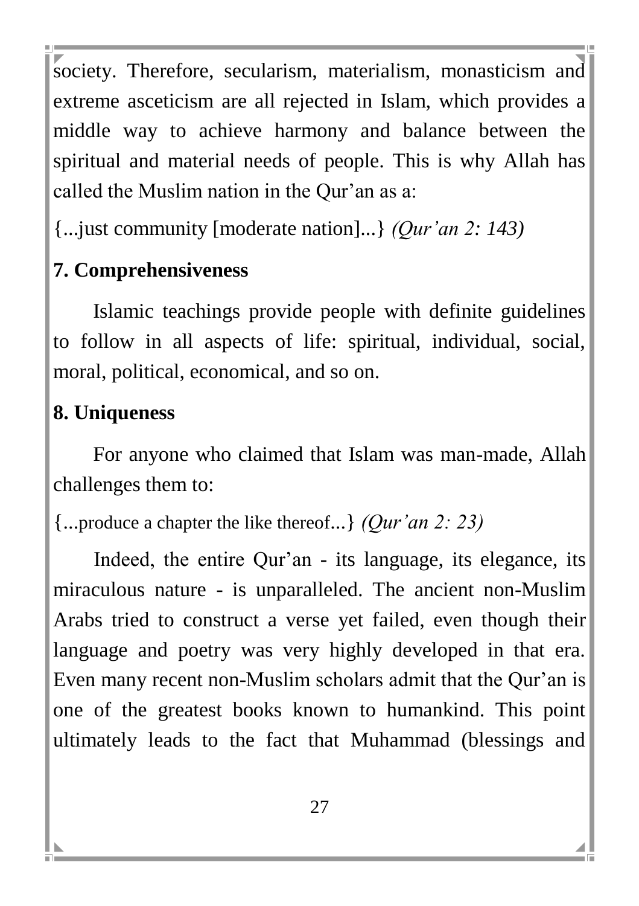society. Therefore, secularism, materialism, monasticism and extreme asceticism are all rejected in Islam, which provides a middle way to achieve harmony and balance between the spiritual and material needs of people. This is why Allah has called the Muslim nation in the Qur'an as a:

{...just community [moderate nation]...} *(Qur'an 2: 143)*

### 7. Comprehensiveness

Islamic teachings provide people with definite guidelines to follow in all aspects of life: spiritual, individual, social, moral, political, economical, and so on.

### 8. Uniqueness

For anyone who claimed that Islam was man-made, Allah challenges them to:

{...produce a chapter the like thereof...} *(Qur'an 2: 23)*

Indeed, the entire Qur'an - its language, its elegance, its miraculous nature - is unparalleled. The ancient non-Muslim Arabs tried to construct a verse yet failed, even though their language and poetry was very highly developed in that era. Even many recent non-Muslim scholars admit that the Qur'an is one of the greatest books known to humankind. This point ultimately leads to the fact that Muhammad (blessings and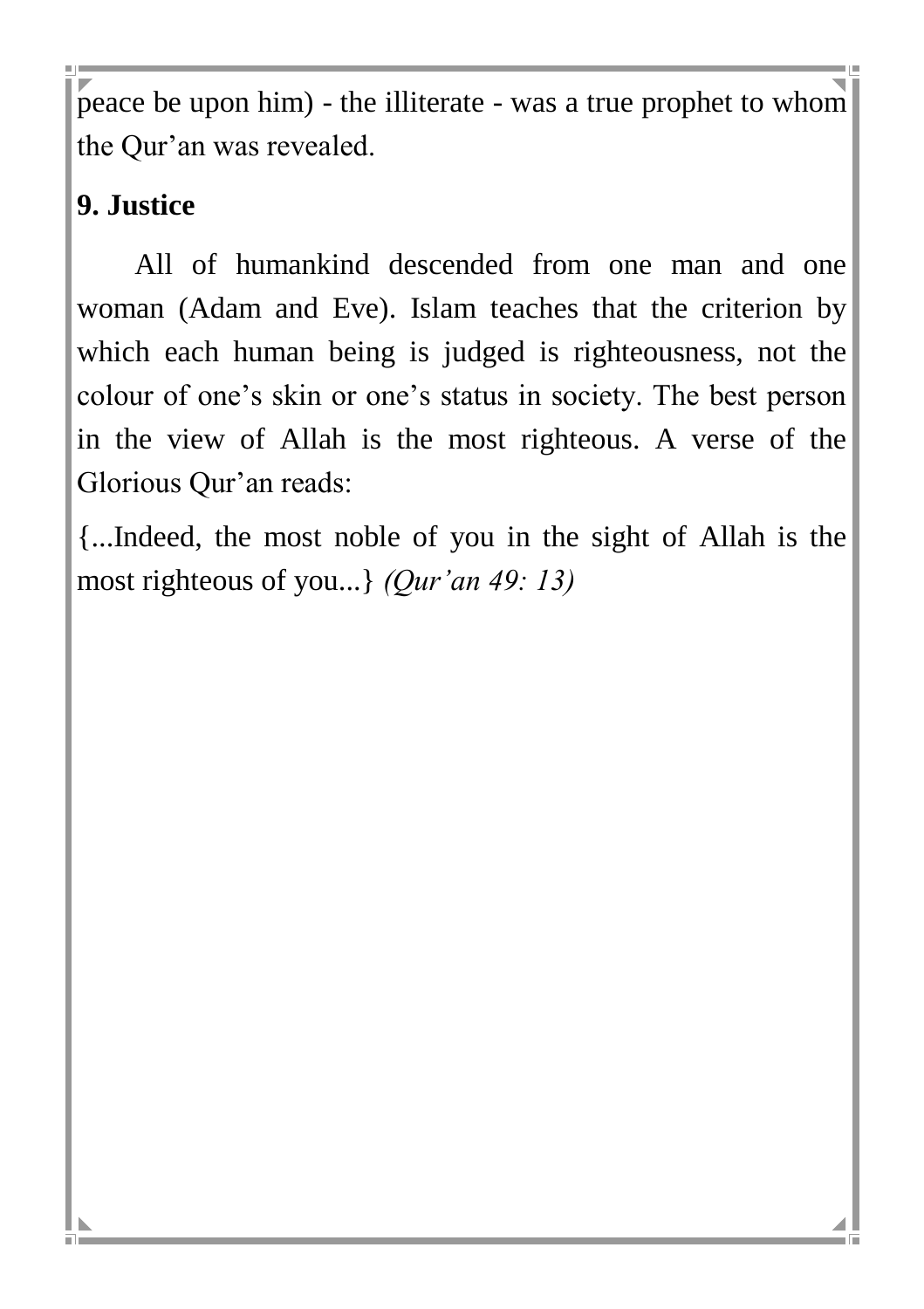peace be upon him) - the illiterate - was a true prophet to whom the Qur'an was revealed.

### 9. Justice

All of humankind descended from one man and one woman (Adam and Eve). Islam teaches that the criterion by which each human being is judged is righteousness, not the colour of one's skin or one's status in society. The best person in the view of Allah is the most righteous. A verse of the Glorious Qur'an reads:

{...Indeed, the most noble of you in the sight of Allah is the most righteous of you...} *(Qur'an 49: 13)*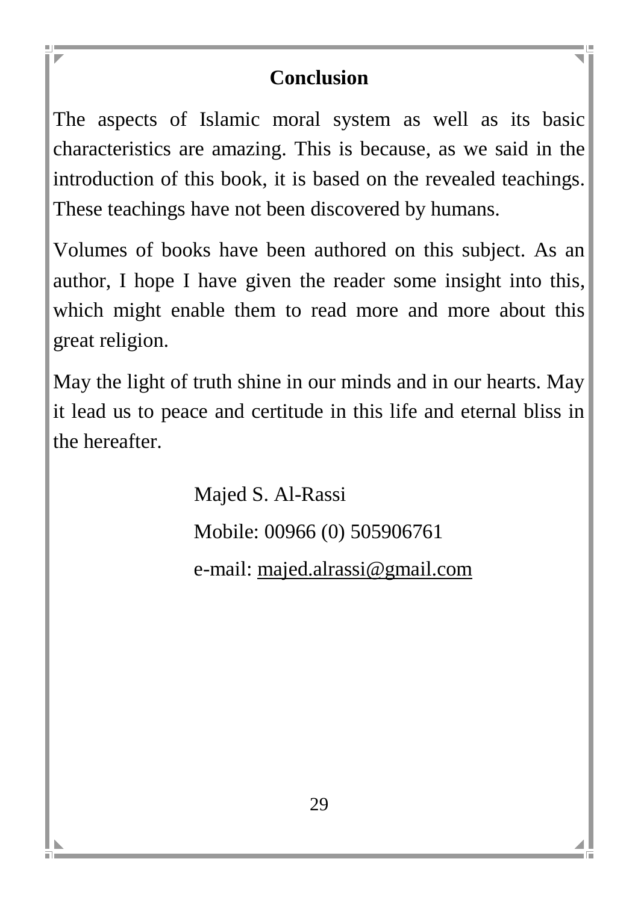## Conclusion

The aspects of Islamic moral system as well as its basic characteristics are amazing. This is because, as we said in the introduction of this book, it is based on the revealed teachings. These teachings have not been discovered by humans.

Volumes of books have been authored on this subject. As an author, I hope I have given the reader some insight into this, which might enable them to read more and more about this great religion.

May the light of truth shine in our minds and in our hearts. May it lead us to peace and certitude in this life and eternal bliss in the hereafter.

Majed S. Al-Rassi

Mobile: 00966 (0) 505906761

e-mail: majed.alrassi@gmail.com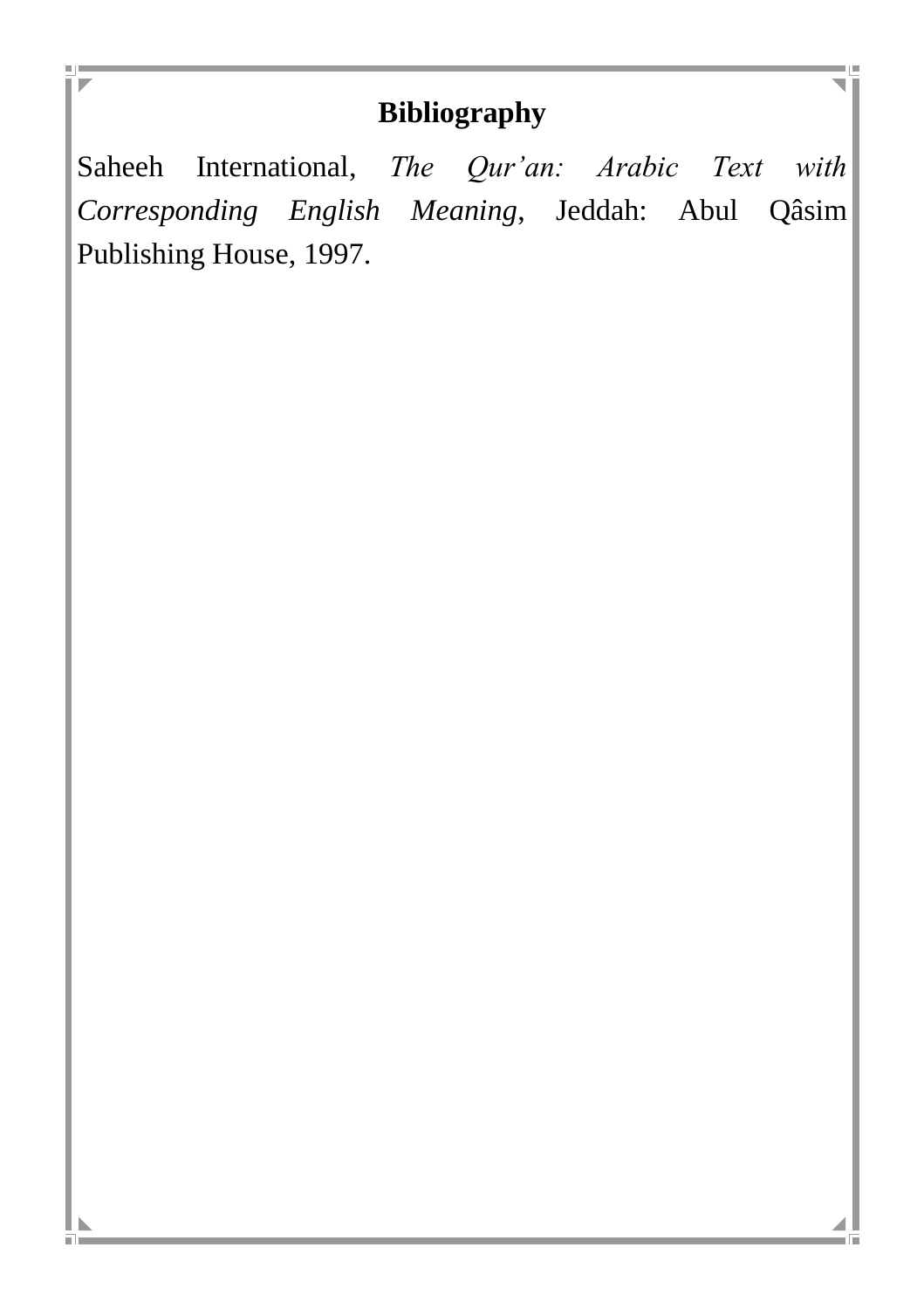## Bibliography

Saheeh International, *The Qur'an: Arabic Text with Corresponding English Meaning*, Jeddah: Abul Qâsim Publishing House, 1997.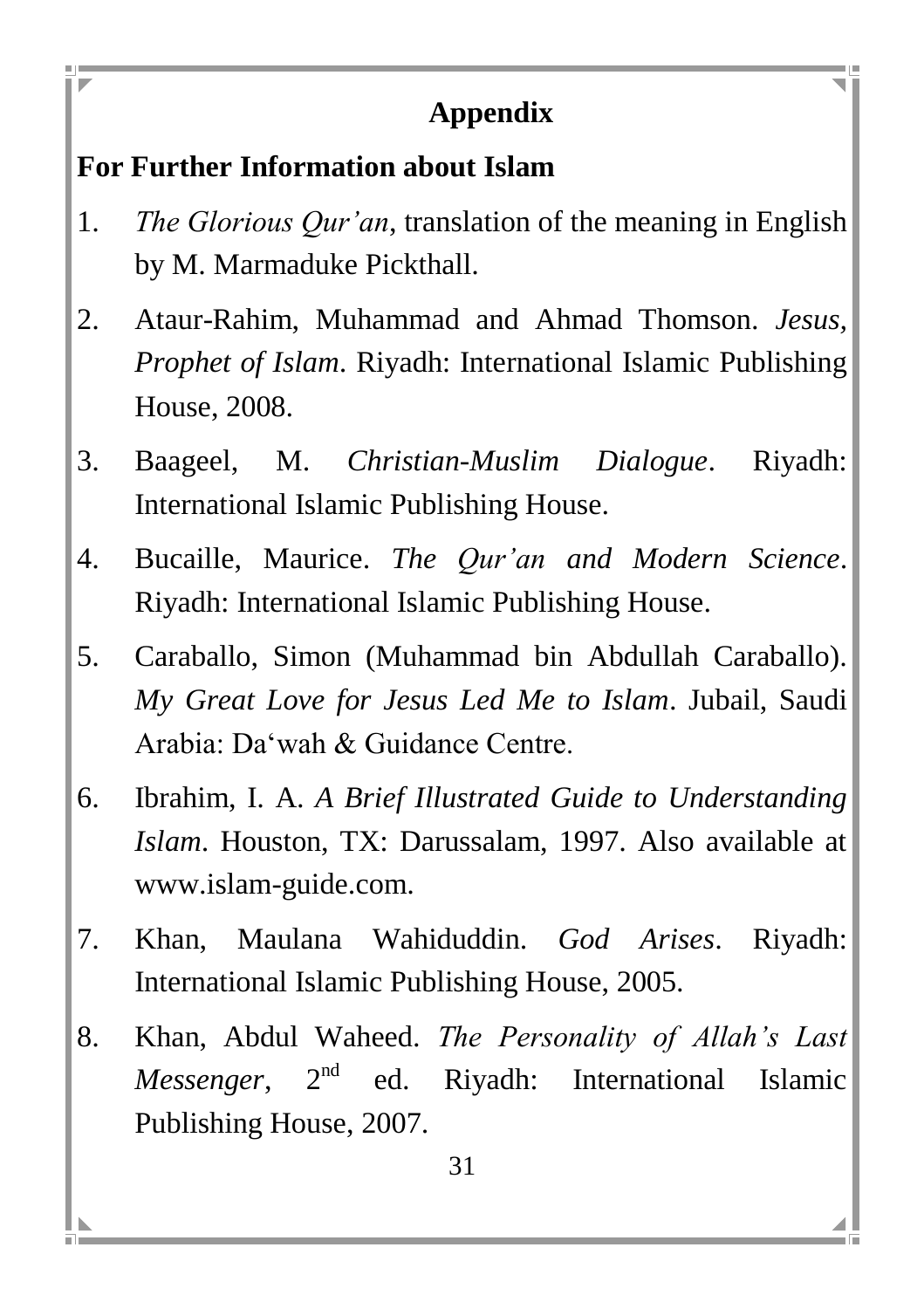## Appendix

### For Further Information about Islam

1. *The Glorious Qur'an*, translation of the meaning in English by M. Marmaduke Pickthall.
2. Ataur-Rahim, Muhammad and Ahmad Thomson. *Jesus, Prophet of Islam*. Riyadh: International Islamic Publishing House, 2008.
3. Baageel, M. *Christian-Muslim Dialogue*. Riyadh: International Islamic Publishing House.
4. Bucaille, Maurice. *The Qur'an and Modern Science*. Riyadh: International Islamic Publishing House.
5. Caraballo, Simon (Muhammad bin Abdullah Caraballo). *My Great Love for Jesus Led Me to Islam*. Jubail, Saudi Arabia: Da'wah & Guidance Centre.
6. Ibrahim, I. A. *A Brief Illustrated Guide to Understanding Islam*. Houston, TX: Darussalam, 1997. Also available at www.islam-guide.com.
7. Khan, Maulana Wahiduddin. *God Arises*. Riyadh: International Islamic Publishing House, 2005.
8. Khan, Abdul Waheed. *The Personality of Allah's Last Messenger*, 2nd ed. Riyadh: International Islamic Publishing House, 2007.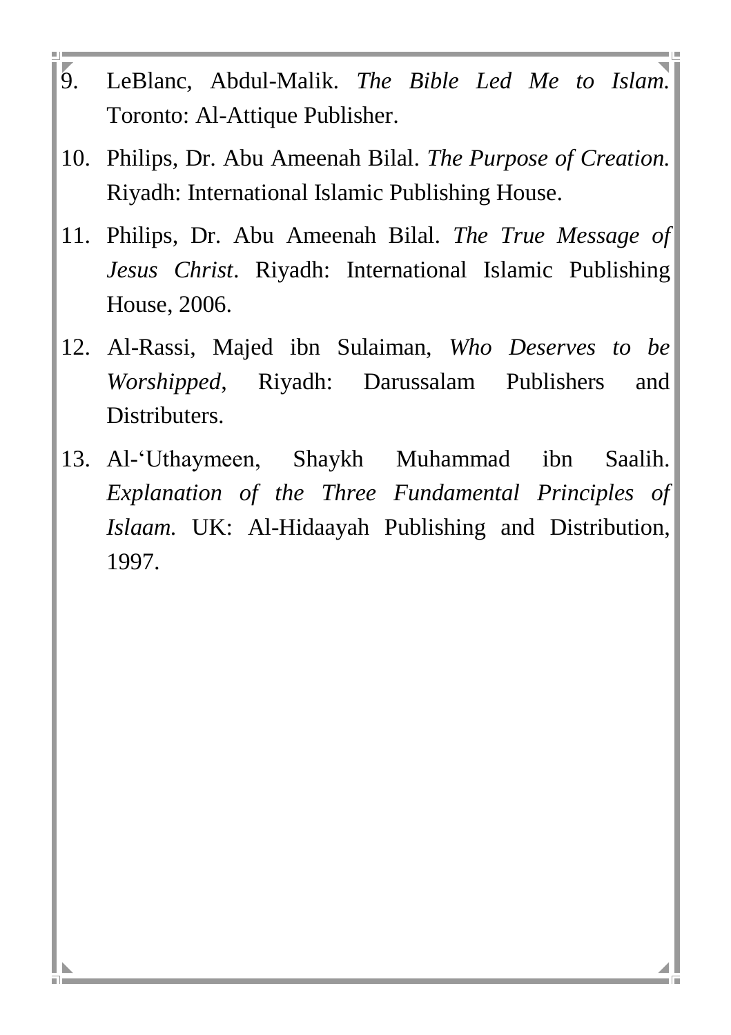9. LeBlanc, Abdul-Malik. *The Bible Led Me to Islam.* Toronto: Al-Attique Publisher.
10. Philips, Dr. Abu Ameenah Bilal. *The Purpose of Creation.* Riyadh: International Islamic Publishing House.
11. Philips, Dr. Abu Ameenah Bilal. *The True Message of Jesus Christ*. Riyadh: International Islamic Publishing House, 2006.
12. Al-Rassi, Majed ibn Sulaiman, *Who Deserves to be Worshipped*, Riyadh: Darussalam Publishers and Distributers.
13. Al-‘Uthaymeen, Shaykh Muhammad ibn Saalih. *Explanation of the Three Fundamental Principles of Islaam.* UK: Al-Hidaayah Publishing and Distribution, 1997.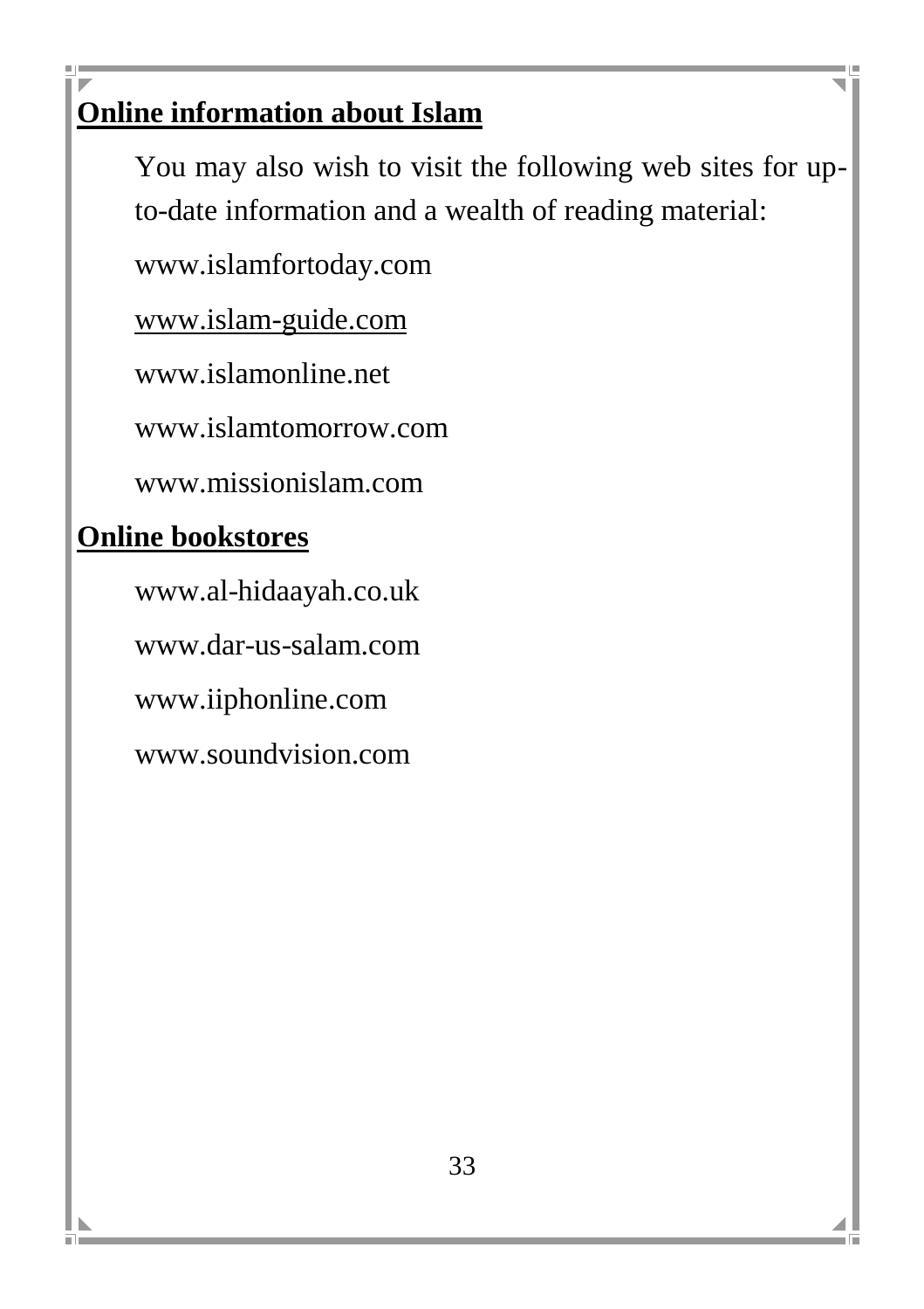## Online information about Islam

You may also wish to visit the following web sites for up-to-date information and a wealth of reading material:

www.islamfortoday.com

www.islam-guide.com

www.islamonline.net

www.islamtomorrow.com

www.missionislam.com

## Online bookstores

www.al-hidaayah.co.uk

www.dar-us-salam.com

www.iiphonline.com

www.soundvision.com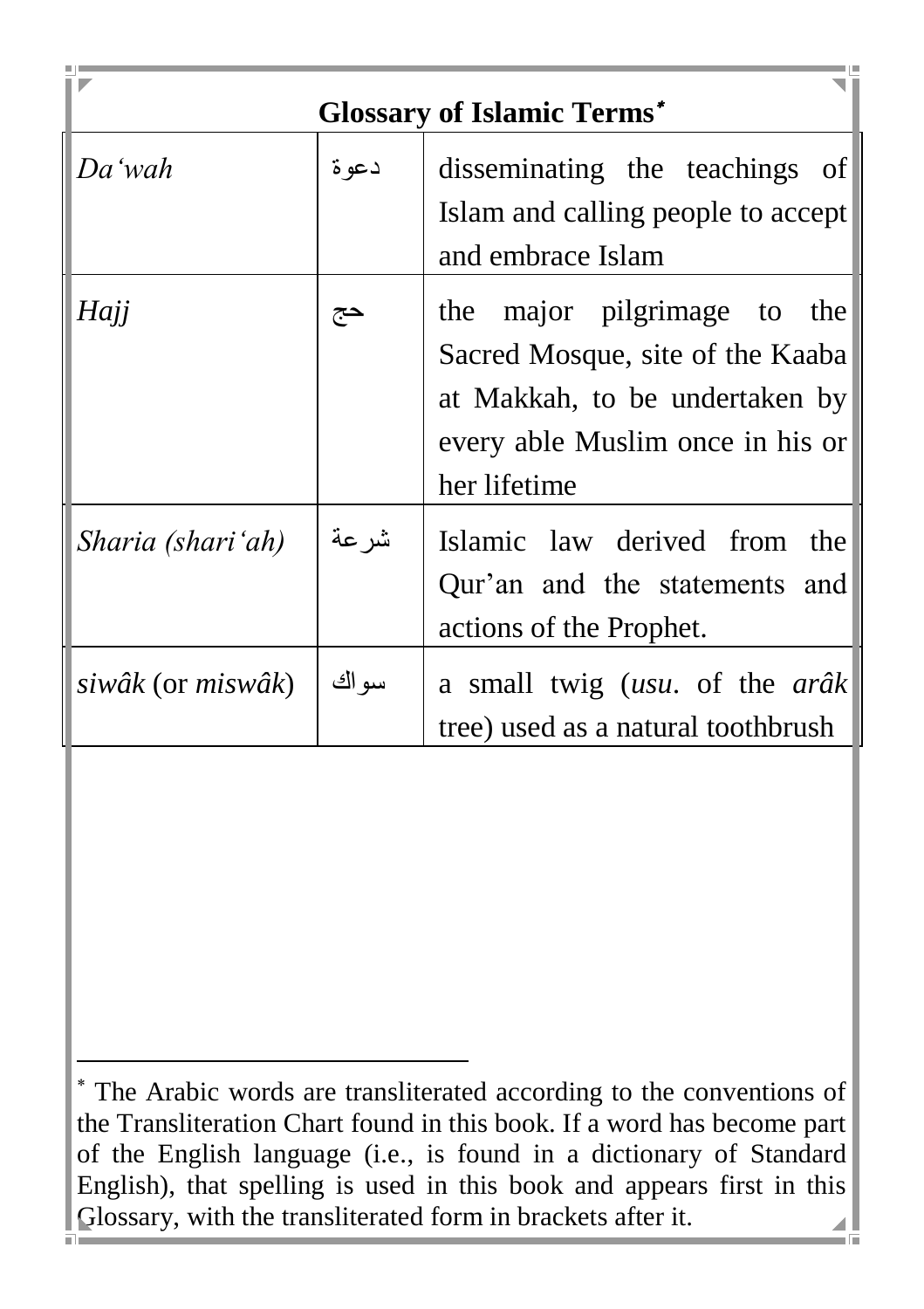## Glossary of Islamic Terms[*]

| | | |
|---|---|---|
| *Da'wah* | دعوة | disseminating the teachings of Islam and calling people to accept and embrace Islam |
| *Hajj* | حج | the major pilgrimage to the Sacred Mosque, site of the Kaaba at Makkah, to be undertaken by every able Muslim once in his or her lifetime |
| *Sharia (shari'ah)* | شرعة | Islamic law derived from the Qur'an and the statements and actions of the Prophet. |
| *siwâk* (or *miswâk*) | سواك | a small twig (*usu*. of the *arâk* tree) used as a natural toothbrush |

[*] The Arabic words are transliterated according to the conventions of the Transliteration Chart found in this book. If a word has become part of the English language (i.e., is found in a dictionary of Standard English), that spelling is used in this book and appears first in this Glossary, with the transliterated form in brackets after it.